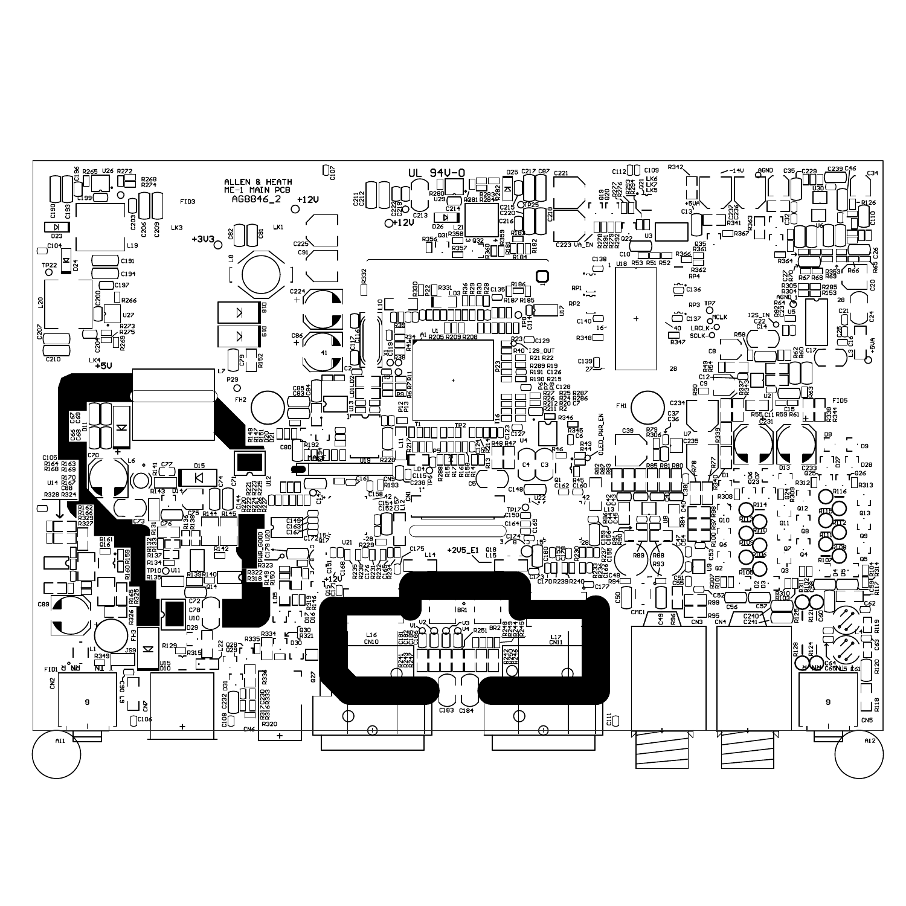ALLEN & HEATH
ME-1 MAIN PCB
AG8846_2

UL 94V-0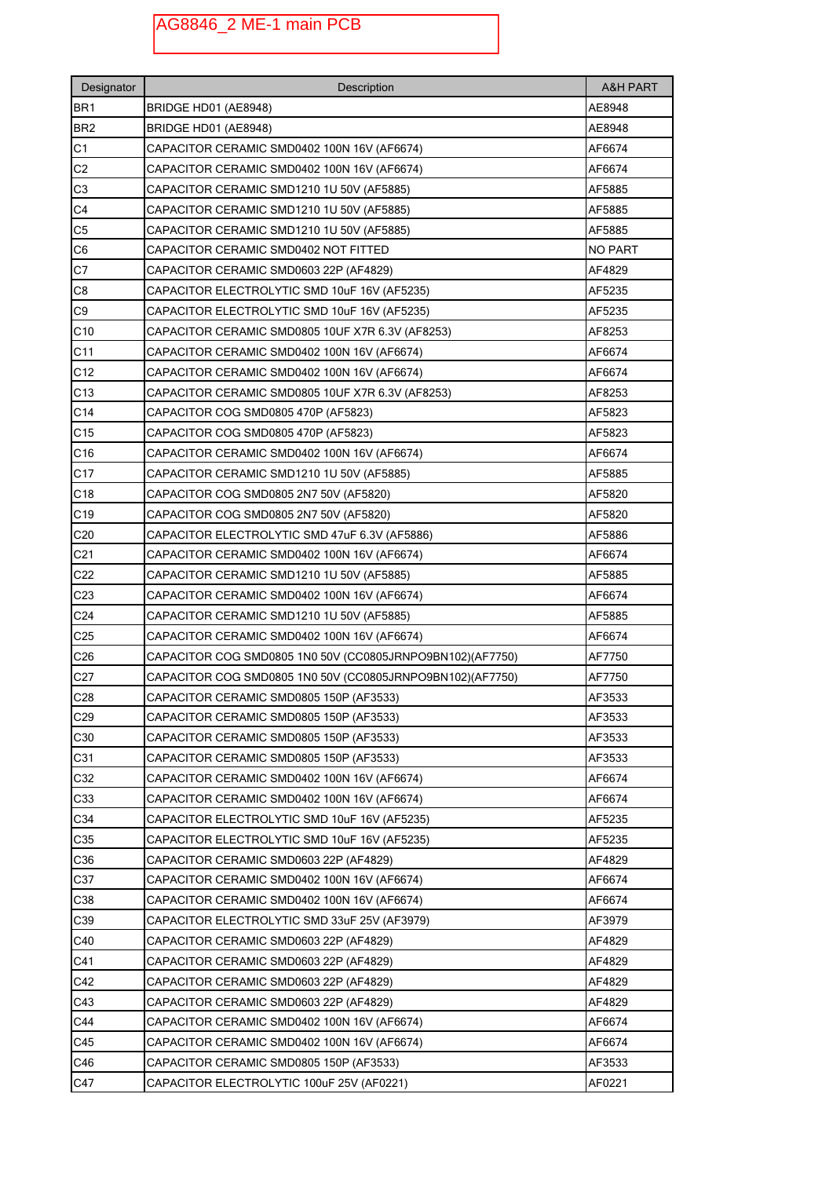AG8846_2 ME-1 main PCB

| Designator | Description | A&H PART |
|---|---|---|
| BR1 | BRIDGE HD01 (AE8948) | AE8948 |
| BR2 | BRIDGE HD01 (AE8948) | AE8948 |
| C1 | CAPACITOR CERAMIC SMD0402 100N 16V (AF6674) | AF6674 |
| C2 | CAPACITOR CERAMIC SMD0402 100N 16V (AF6674) | AF6674 |
| C3 | CAPACITOR CERAMIC SMD1210 1U 50V (AF5885) | AF5885 |
| C4 | CAPACITOR CERAMIC SMD1210 1U 50V (AF5885) | AF5885 |
| C5 | CAPACITOR CERAMIC SMD1210 1U 50V (AF5885) | AF5885 |
| C6 | CAPACITOR CERAMIC SMD0402 NOT FITTED | NO PART |
| C7 | CAPACITOR CERAMIC SMD0603 22P (AF4829) | AF4829 |
| C8 | CAPACITOR ELECTROLYTIC SMD 10uF 16V (AF5235) | AF5235 |
| C9 | CAPACITOR ELECTROLYTIC SMD 10uF 16V (AF5235) | AF5235 |
| C10 | CAPACITOR CERAMIC SMD0805 10UF X7R 6.3V (AF8253) | AF8253 |
| C11 | CAPACITOR CERAMIC SMD0402 100N 16V (AF6674) | AF6674 |
| C12 | CAPACITOR CERAMIC SMD0402 100N 16V (AF6674) | AF6674 |
| C13 | CAPACITOR CERAMIC SMD0805 10UF X7R 6.3V (AF8253) | AF8253 |
| C14 | CAPACITOR COG SMD0805 470P (AF5823) | AF5823 |
| C15 | CAPACITOR COG SMD0805 470P (AF5823) | AF5823 |
| C16 | CAPACITOR CERAMIC SMD0402 100N 16V (AF6674) | AF6674 |
| C17 | CAPACITOR CERAMIC SMD1210 1U 50V (AF5885) | AF5885 |
| C18 | CAPACITOR COG SMD0805 2N7 50V (AF5820) | AF5820 |
| C19 | CAPACITOR COG SMD0805 2N7 50V (AF5820) | AF5820 |
| C20 | CAPACITOR ELECTROLYTIC SMD 47uF 6.3V (AF5886) | AF5886 |
| C21 | CAPACITOR CERAMIC SMD0402 100N 16V (AF6674) | AF6674 |
| C22 | CAPACITOR CERAMIC SMD1210 1U 50V (AF5885) | AF5885 |
| C23 | CAPACITOR CERAMIC SMD0402 100N 16V (AF6674) | AF6674 |
| C24 | CAPACITOR CERAMIC SMD1210 1U 50V (AF5885) | AF5885 |
| C25 | CAPACITOR CERAMIC SMD0402 100N 16V (AF6674) | AF6674 |
| C26 | CAPACITOR COG SMD0805 1N0 50V (CC0805JRNPO9BN102)(AF7750) | AF7750 |
| C27 | CAPACITOR COG SMD0805 1N0 50V (CC0805JRNPO9BN102)(AF7750) | AF7750 |
| C28 | CAPACITOR CERAMIC SMD0805 150P (AF3533) | AF3533 |
| C29 | CAPACITOR CERAMIC SMD0805 150P (AF3533) | AF3533 |
| C30 | CAPACITOR CERAMIC SMD0805 150P (AF3533) | AF3533 |
| C31 | CAPACITOR CERAMIC SMD0805 150P (AF3533) | AF3533 |
| C32 | CAPACITOR CERAMIC SMD0402 100N 16V (AF6674) | AF6674 |
| C33 | CAPACITOR CERAMIC SMD0402 100N 16V (AF6674) | AF6674 |
| C34 | CAPACITOR ELECTROLYTIC SMD 10uF 16V (AF5235) | AF5235 |
| C35 | CAPACITOR ELECTROLYTIC SMD 10uF 16V (AF5235) | AF5235 |
| C36 | CAPACITOR CERAMIC SMD0603 22P (AF4829) | AF4829 |
| C37 | CAPACITOR CERAMIC SMD0402 100N 16V (AF6674) | AF6674 |
| C38 | CAPACITOR CERAMIC SMD0402 100N 16V (AF6674) | AF6674 |
| C39 | CAPACITOR ELECTROLYTIC SMD 33uF 25V (AF3979) | AF3979 |
| C40 | CAPACITOR CERAMIC SMD0603 22P (AF4829) | AF4829 |
| C41 | CAPACITOR CERAMIC SMD0603 22P (AF4829) | AF4829 |
| C42 | CAPACITOR CERAMIC SMD0603 22P (AF4829) | AF4829 |
| C43 | CAPACITOR CERAMIC SMD0603 22P (AF4829) | AF4829 |
| C44 | CAPACITOR CERAMIC SMD0402 100N 16V (AF6674) | AF6674 |
| C45 | CAPACITOR CERAMIC SMD0402 100N 16V (AF6674) | AF6674 |
| C46 | CAPACITOR CERAMIC SMD0805 150P (AF3533) | AF3533 |
| C47 | CAPACITOR ELECTROLYTIC 100uF 25V (AF0221) | AF0221 |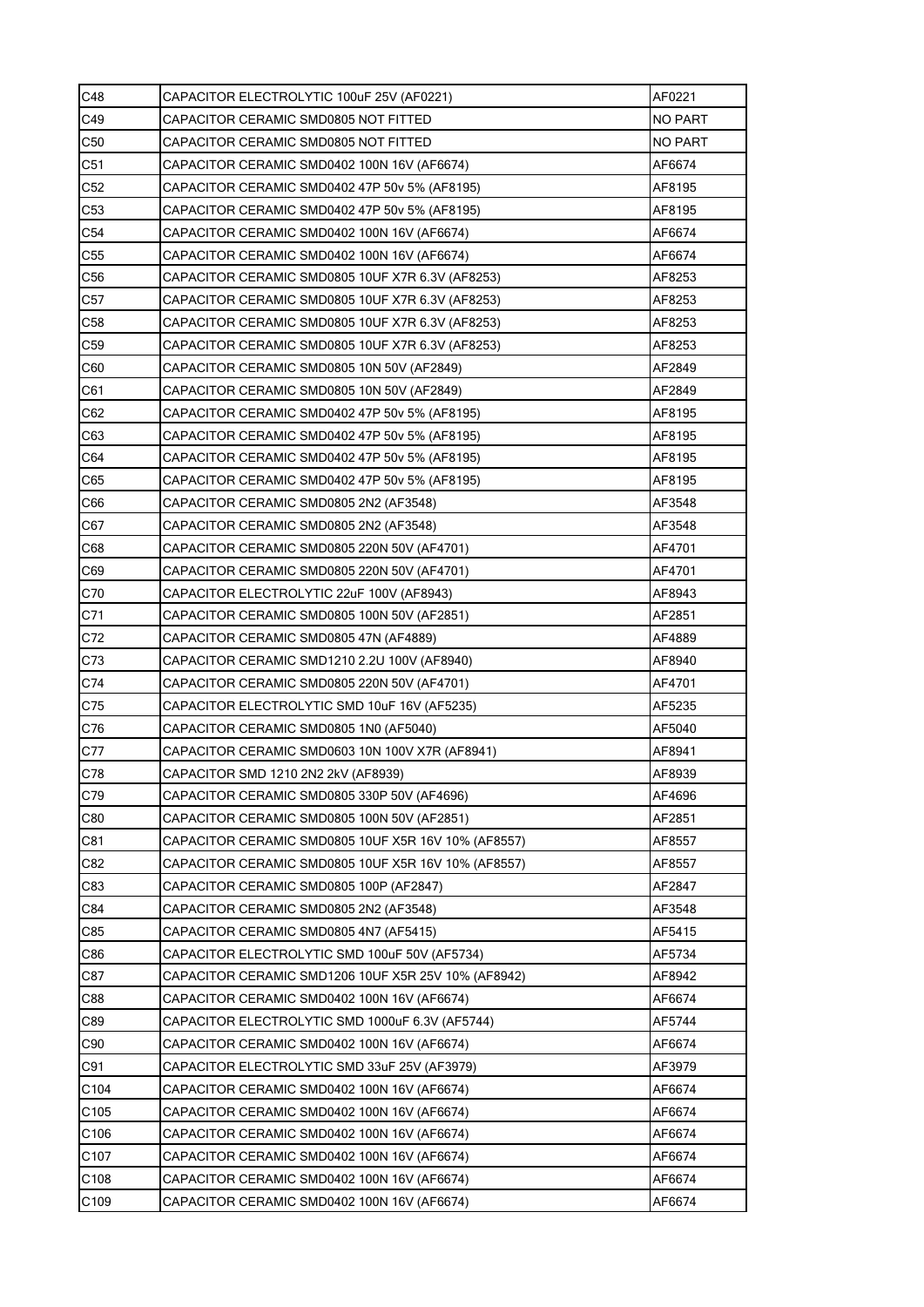| C48 | CAPACITOR ELECTROLYTIC 100uF 25V (AF0221) | AF0221 |
|---|---|---|
| C49 | CAPACITOR CERAMIC SMD0805 NOT FITTED | NO PART |
| C50 | CAPACITOR CERAMIC SMD0805 NOT FITTED | NO PART |
| C51 | CAPACITOR CERAMIC SMD0402 100N 16V (AF6674) | AF6674 |
| C52 | CAPACITOR CERAMIC SMD0402 47P 50v 5% (AF8195) | AF8195 |
| C53 | CAPACITOR CERAMIC SMD0402 47P 50v 5% (AF8195) | AF8195 |
| C54 | CAPACITOR CERAMIC SMD0402 100N 16V (AF6674) | AF6674 |
| C55 | CAPACITOR CERAMIC SMD0402 100N 16V (AF6674) | AF6674 |
| C56 | CAPACITOR CERAMIC SMD0805 10UF X7R 6.3V (AF8253) | AF8253 |
| C57 | CAPACITOR CERAMIC SMD0805 10UF X7R 6.3V (AF8253) | AF8253 |
| C58 | CAPACITOR CERAMIC SMD0805 10UF X7R 6.3V (AF8253) | AF8253 |
| C59 | CAPACITOR CERAMIC SMD0805 10UF X7R 6.3V (AF8253) | AF8253 |
| C60 | CAPACITOR CERAMIC SMD0805 10N 50V (AF2849) | AF2849 |
| C61 | CAPACITOR CERAMIC SMD0805 10N 50V (AF2849) | AF2849 |
| C62 | CAPACITOR CERAMIC SMD0402 47P 50v 5% (AF8195) | AF8195 |
| C63 | CAPACITOR CERAMIC SMD0402 47P 50v 5% (AF8195) | AF8195 |
| C64 | CAPACITOR CERAMIC SMD0402 47P 50v 5% (AF8195) | AF8195 |
| C65 | CAPACITOR CERAMIC SMD0402 47P 50v 5% (AF8195) | AF8195 |
| C66 | CAPACITOR CERAMIC SMD0805 2N2 (AF3548) | AF3548 |
| C67 | CAPACITOR CERAMIC SMD0805 2N2 (AF3548) | AF3548 |
| C68 | CAPACITOR CERAMIC SMD0805 220N 50V (AF4701) | AF4701 |
| C69 | CAPACITOR CERAMIC SMD0805 220N 50V (AF4701) | AF4701 |
| C70 | CAPACITOR ELECTROLYTIC 22uF 100V (AF8943) | AF8943 |
| C71 | CAPACITOR CERAMIC SMD0805 100N 50V (AF2851) | AF2851 |
| C72 | CAPACITOR CERAMIC SMD0805 47N (AF4889) | AF4889 |
| C73 | CAPACITOR CERAMIC SMD1210 2.2U 100V (AF8940) | AF8940 |
| C74 | CAPACITOR CERAMIC SMD0805 220N 50V (AF4701) | AF4701 |
| C75 | CAPACITOR ELECTROLYTIC SMD 10uF 16V (AF5235) | AF5235 |
| C76 | CAPACITOR CERAMIC SMD0805 1N0 (AF5040) | AF5040 |
| C77 | CAPACITOR CERAMIC SMD0603 10N 100V X7R (AF8941) | AF8941 |
| C78 | CAPACITOR SMD 1210 2N2 2kV (AF8939) | AF8939 |
| C79 | CAPACITOR CERAMIC SMD0805 330P 50V (AF4696) | AF4696 |
| C80 | CAPACITOR CERAMIC SMD0805 100N 50V (AF2851) | AF2851 |
| C81 | CAPACITOR CERAMIC SMD0805 10UF X5R 16V 10% (AF8557) | AF8557 |
| C82 | CAPACITOR CERAMIC SMD0805 10UF X5R 16V 10% (AF8557) | AF8557 |
| C83 | CAPACITOR CERAMIC SMD0805 100P (AF2847) | AF2847 |
| C84 | CAPACITOR CERAMIC SMD0805 2N2 (AF3548) | AF3548 |
| C85 | CAPACITOR CERAMIC SMD0805 4N7 (AF5415) | AF5415 |
| C86 | CAPACITOR ELECTROLYTIC SMD 100uF 50V (AF5734) | AF5734 |
| C87 | CAPACITOR CERAMIC SMD1206 10UF X5R 25V 10% (AF8942) | AF8942 |
| C88 | CAPACITOR CERAMIC SMD0402 100N 16V (AF6674) | AF6674 |
| C89 | CAPACITOR ELECTROLYTIC SMD 1000uF 6.3V (AF5744) | AF5744 |
| C90 | CAPACITOR CERAMIC SMD0402 100N 16V (AF6674) | AF6674 |
| C91 | CAPACITOR ELECTROLYTIC SMD 33uF 25V (AF3979) | AF3979 |
| C104 | CAPACITOR CERAMIC SMD0402 100N 16V (AF6674) | AF6674 |
| C105 | CAPACITOR CERAMIC SMD0402 100N 16V (AF6674) | AF6674 |
| C106 | CAPACITOR CERAMIC SMD0402 100N 16V (AF6674) | AF6674 |
| C107 | CAPACITOR CERAMIC SMD0402 100N 16V (AF6674) | AF6674 |
| C108 | CAPACITOR CERAMIC SMD0402 100N 16V (AF6674) | AF6674 |
| C109 | CAPACITOR CERAMIC SMD0402 100N 16V (AF6674) | AF6674 |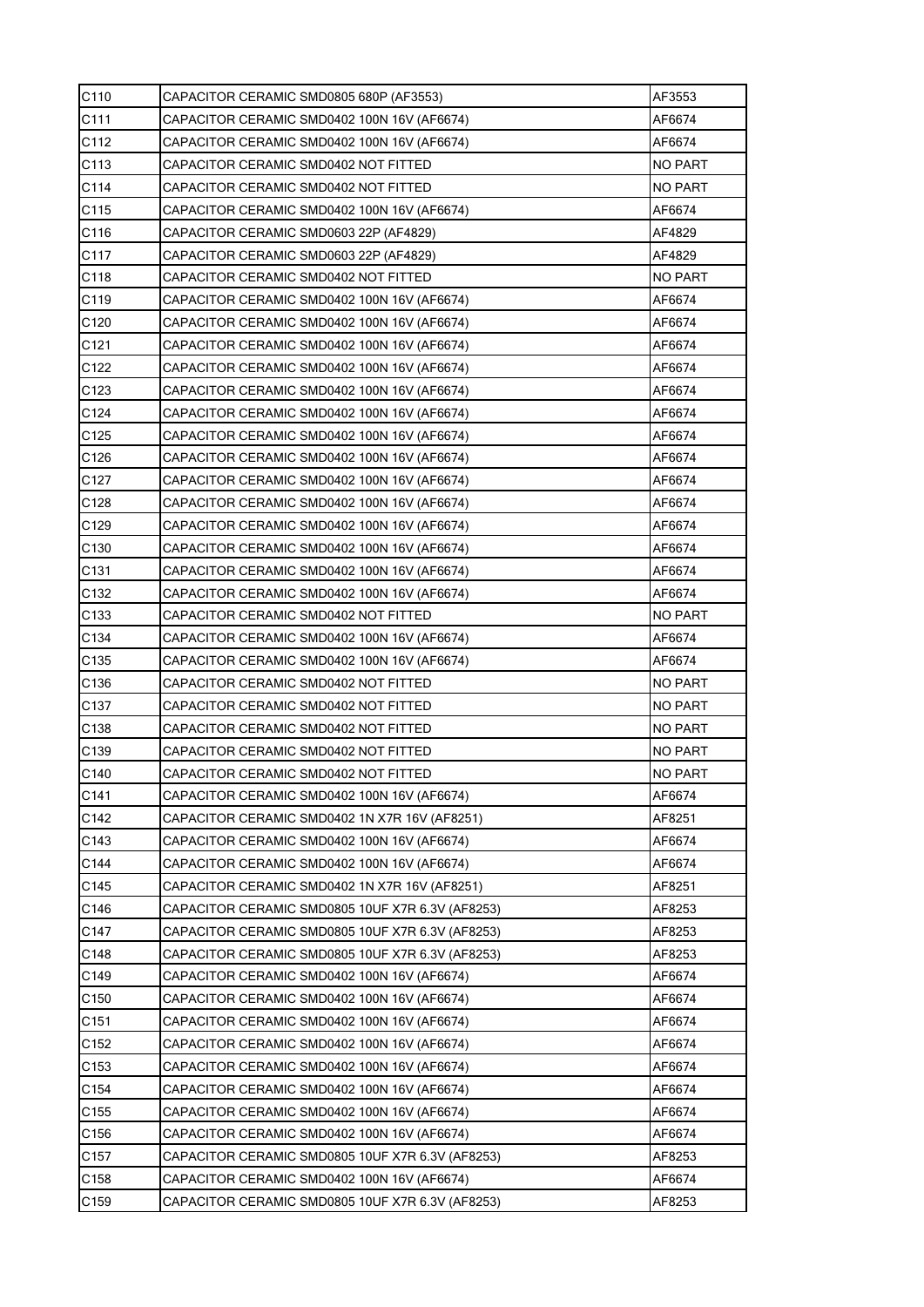| C110 | CAPACITOR CERAMIC SMD0805 680P (AF3553) | AF3553 |
|---|---|---|
| C111 | CAPACITOR CERAMIC SMD0402 100N 16V (AF6674) | AF6674 |
| C112 | CAPACITOR CERAMIC SMD0402 100N 16V (AF6674) | AF6674 |
| C113 | CAPACITOR CERAMIC SMD0402 NOT FITTED | NO PART |
| C114 | CAPACITOR CERAMIC SMD0402 NOT FITTED | NO PART |
| C115 | CAPACITOR CERAMIC SMD0402 100N 16V (AF6674) | AF6674 |
| C116 | CAPACITOR CERAMIC SMD0603 22P (AF4829) | AF4829 |
| C117 | CAPACITOR CERAMIC SMD0603 22P (AF4829) | AF4829 |
| C118 | CAPACITOR CERAMIC SMD0402 NOT FITTED | NO PART |
| C119 | CAPACITOR CERAMIC SMD0402 100N 16V (AF6674) | AF6674 |
| C120 | CAPACITOR CERAMIC SMD0402 100N 16V (AF6674) | AF6674 |
| C121 | CAPACITOR CERAMIC SMD0402 100N 16V (AF6674) | AF6674 |
| C122 | CAPACITOR CERAMIC SMD0402 100N 16V (AF6674) | AF6674 |
| C123 | CAPACITOR CERAMIC SMD0402 100N 16V (AF6674) | AF6674 |
| C124 | CAPACITOR CERAMIC SMD0402 100N 16V (AF6674) | AF6674 |
| C125 | CAPACITOR CERAMIC SMD0402 100N 16V (AF6674) | AF6674 |
| C126 | CAPACITOR CERAMIC SMD0402 100N 16V (AF6674) | AF6674 |
| C127 | CAPACITOR CERAMIC SMD0402 100N 16V (AF6674) | AF6674 |
| C128 | CAPACITOR CERAMIC SMD0402 100N 16V (AF6674) | AF6674 |
| C129 | CAPACITOR CERAMIC SMD0402 100N 16V (AF6674) | AF6674 |
| C130 | CAPACITOR CERAMIC SMD0402 100N 16V (AF6674) | AF6674 |
| C131 | CAPACITOR CERAMIC SMD0402 100N 16V (AF6674) | AF6674 |
| C132 | CAPACITOR CERAMIC SMD0402 100N 16V (AF6674) | AF6674 |
| C133 | CAPACITOR CERAMIC SMD0402 NOT FITTED | NO PART |
| C134 | CAPACITOR CERAMIC SMD0402 100N 16V (AF6674) | AF6674 |
| C135 | CAPACITOR CERAMIC SMD0402 100N 16V (AF6674) | AF6674 |
| C136 | CAPACITOR CERAMIC SMD0402 NOT FITTED | NO PART |
| C137 | CAPACITOR CERAMIC SMD0402 NOT FITTED | NO PART |
| C138 | CAPACITOR CERAMIC SMD0402 NOT FITTED | NO PART |
| C139 | CAPACITOR CERAMIC SMD0402 NOT FITTED | NO PART |
| C140 | CAPACITOR CERAMIC SMD0402 NOT FITTED | NO PART |
| C141 | CAPACITOR CERAMIC SMD0402 100N 16V (AF6674) | AF6674 |
| C142 | CAPACITOR CERAMIC SMD0402 1N X7R 16V (AF8251) | AF8251 |
| C143 | CAPACITOR CERAMIC SMD0402 100N 16V (AF6674) | AF6674 |
| C144 | CAPACITOR CERAMIC SMD0402 100N 16V (AF6674) | AF6674 |
| C145 | CAPACITOR CERAMIC SMD0402 1N X7R 16V (AF8251) | AF8251 |
| C146 | CAPACITOR CERAMIC SMD0805 10UF X7R 6.3V (AF8253) | AF8253 |
| C147 | CAPACITOR CERAMIC SMD0805 10UF X7R 6.3V (AF8253) | AF8253 |
| C148 | CAPACITOR CERAMIC SMD0805 10UF X7R 6.3V (AF8253) | AF8253 |
| C149 | CAPACITOR CERAMIC SMD0402 100N 16V (AF6674) | AF6674 |
| C150 | CAPACITOR CERAMIC SMD0402 100N 16V (AF6674) | AF6674 |
| C151 | CAPACITOR CERAMIC SMD0402 100N 16V (AF6674) | AF6674 |
| C152 | CAPACITOR CERAMIC SMD0402 100N 16V (AF6674) | AF6674 |
| C153 | CAPACITOR CERAMIC SMD0402 100N 16V (AF6674) | AF6674 |
| C154 | CAPACITOR CERAMIC SMD0402 100N 16V (AF6674) | AF6674 |
| C155 | CAPACITOR CERAMIC SMD0402 100N 16V (AF6674) | AF6674 |
| C156 | CAPACITOR CERAMIC SMD0402 100N 16V (AF6674) | AF6674 |
| C157 | CAPACITOR CERAMIC SMD0805 10UF X7R 6.3V (AF8253) | AF8253 |
| C158 | CAPACITOR CERAMIC SMD0402 100N 16V (AF6674) | AF6674 |
| C159 | CAPACITOR CERAMIC SMD0805 10UF X7R 6.3V (AF8253) | AF8253 |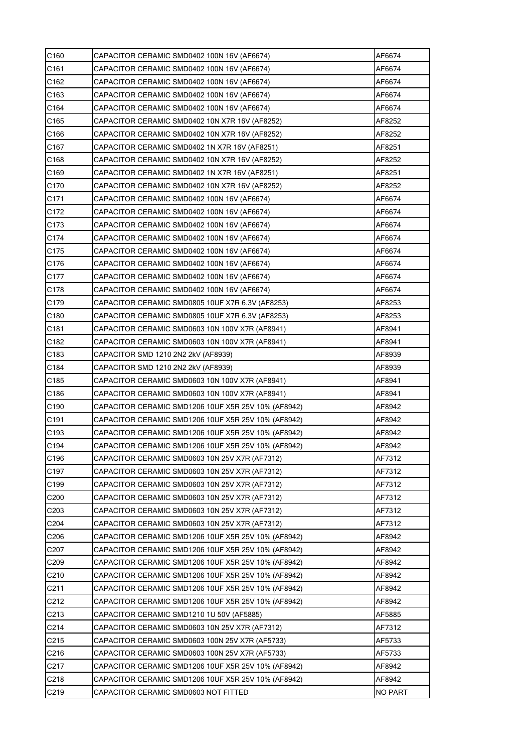| C160 | CAPACITOR CERAMIC SMD0402 100N 16V (AF6674) | AF6674 |
|---|---|---|
| C161 | CAPACITOR CERAMIC SMD0402 100N 16V (AF6674) | AF6674 |
| C162 | CAPACITOR CERAMIC SMD0402 100N 16V (AF6674) | AF6674 |
| C163 | CAPACITOR CERAMIC SMD0402 100N 16V (AF6674) | AF6674 |
| C164 | CAPACITOR CERAMIC SMD0402 100N 16V (AF6674) | AF6674 |
| C165 | CAPACITOR CERAMIC SMD0402 10N X7R 16V (AF8252) | AF8252 |
| C166 | CAPACITOR CERAMIC SMD0402 10N X7R 16V (AF8252) | AF8252 |
| C167 | CAPACITOR CERAMIC SMD0402 1N X7R 16V (AF8251) | AF8251 |
| C168 | CAPACITOR CERAMIC SMD0402 10N X7R 16V (AF8252) | AF8252 |
| C169 | CAPACITOR CERAMIC SMD0402 1N X7R 16V (AF8251) | AF8251 |
| C170 | CAPACITOR CERAMIC SMD0402 10N X7R 16V (AF8252) | AF8252 |
| C171 | CAPACITOR CERAMIC SMD0402 100N 16V (AF6674) | AF6674 |
| C172 | CAPACITOR CERAMIC SMD0402 100N 16V (AF6674) | AF6674 |
| C173 | CAPACITOR CERAMIC SMD0402 100N 16V (AF6674) | AF6674 |
| C174 | CAPACITOR CERAMIC SMD0402 100N 16V (AF6674) | AF6674 |
| C175 | CAPACITOR CERAMIC SMD0402 100N 16V (AF6674) | AF6674 |
| C176 | CAPACITOR CERAMIC SMD0402 100N 16V (AF6674) | AF6674 |
| C177 | CAPACITOR CERAMIC SMD0402 100N 16V (AF6674) | AF6674 |
| C178 | CAPACITOR CERAMIC SMD0402 100N 16V (AF6674) | AF6674 |
| C179 | CAPACITOR CERAMIC SMD0805 10UF X7R 6.3V (AF8253) | AF8253 |
| C180 | CAPACITOR CERAMIC SMD0805 10UF X7R 6.3V (AF8253) | AF8253 |
| C181 | CAPACITOR CERAMIC SMD0603 10N 100V X7R (AF8941) | AF8941 |
| C182 | CAPACITOR CERAMIC SMD0603 10N 100V X7R (AF8941) | AF8941 |
| C183 | CAPACITOR SMD 1210 2N2 2kV (AF8939) | AF8939 |
| C184 | CAPACITOR SMD 1210 2N2 2kV (AF8939) | AF8939 |
| C185 | CAPACITOR CERAMIC SMD0603 10N 100V X7R (AF8941) | AF8941 |
| C186 | CAPACITOR CERAMIC SMD0603 10N 100V X7R (AF8941) | AF8941 |
| C190 | CAPACITOR CERAMIC SMD1206 10UF X5R 25V 10% (AF8942) | AF8942 |
| C191 | CAPACITOR CERAMIC SMD1206 10UF X5R 25V 10% (AF8942) | AF8942 |
| C193 | CAPACITOR CERAMIC SMD1206 10UF X5R 25V 10% (AF8942) | AF8942 |
| C194 | CAPACITOR CERAMIC SMD1206 10UF X5R 25V 10% (AF8942) | AF8942 |
| C196 | CAPACITOR CERAMIC SMD0603 10N 25V X7R (AF7312) | AF7312 |
| C197 | CAPACITOR CERAMIC SMD0603 10N 25V X7R (AF7312) | AF7312 |
| C199 | CAPACITOR CERAMIC SMD0603 10N 25V X7R (AF7312) | AF7312 |
| C200 | CAPACITOR CERAMIC SMD0603 10N 25V X7R (AF7312) | AF7312 |
| C203 | CAPACITOR CERAMIC SMD0603 10N 25V X7R (AF7312) | AF7312 |
| C204 | CAPACITOR CERAMIC SMD0603 10N 25V X7R (AF7312) | AF7312 |
| C206 | CAPACITOR CERAMIC SMD1206 10UF X5R 25V 10% (AF8942) | AF8942 |
| C207 | CAPACITOR CERAMIC SMD1206 10UF X5R 25V 10% (AF8942) | AF8942 |
| C209 | CAPACITOR CERAMIC SMD1206 10UF X5R 25V 10% (AF8942) | AF8942 |
| C210 | CAPACITOR CERAMIC SMD1206 10UF X5R 25V 10% (AF8942) | AF8942 |
| C211 | CAPACITOR CERAMIC SMD1206 10UF X5R 25V 10% (AF8942) | AF8942 |
| C212 | CAPACITOR CERAMIC SMD1206 10UF X5R 25V 10% (AF8942) | AF8942 |
| C213 | CAPACITOR CERAMIC SMD1210 1U 50V (AF5885) | AF5885 |
| C214 | CAPACITOR CERAMIC SMD0603 10N 25V X7R (AF7312) | AF7312 |
| C215 | CAPACITOR CERAMIC SMD0603 100N 25V X7R (AF5733) | AF5733 |
| C216 | CAPACITOR CERAMIC SMD0603 100N 25V X7R (AF5733) | AF5733 |
| C217 | CAPACITOR CERAMIC SMD1206 10UF X5R 25V 10% (AF8942) | AF8942 |
| C218 | CAPACITOR CERAMIC SMD1206 10UF X5R 25V 10% (AF8942) | AF8942 |
| C219 | CAPACITOR CERAMIC SMD0603 NOT FITTED | NO PART |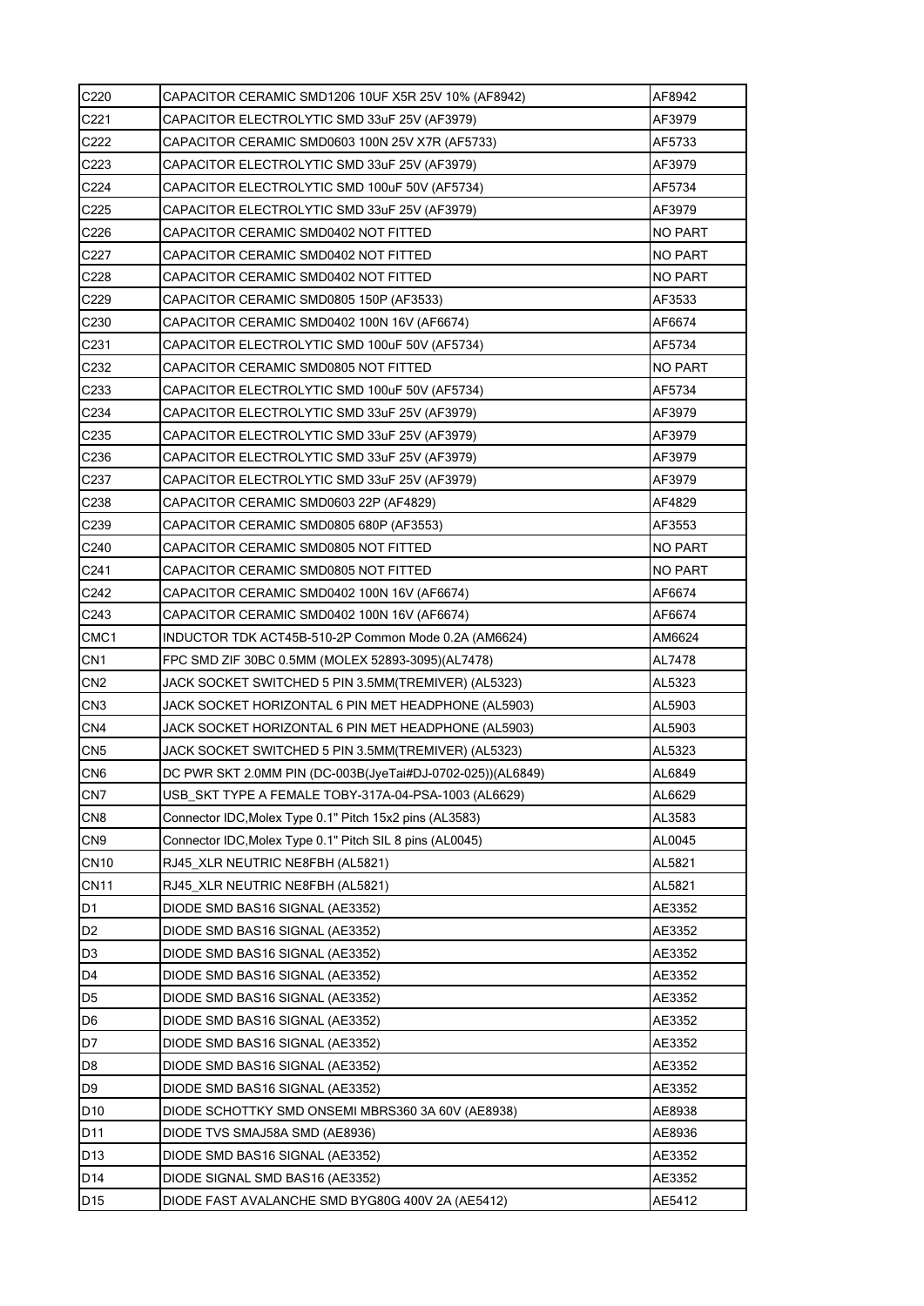| C220 | CAPACITOR CERAMIC SMD1206 10UF X5R 25V 10% (AF8942) | AF8942 |
|---|---|---|
| C221 | CAPACITOR ELECTROLYTIC SMD 33uF 25V (AF3979) | AF3979 |
| C222 | CAPACITOR CERAMIC SMD0603 100N 25V X7R (AF5733) | AF5733 |
| C223 | CAPACITOR ELECTROLYTIC SMD 33uF 25V (AF3979) | AF3979 |
| C224 | CAPACITOR ELECTROLYTIC SMD 100uF 50V (AF5734) | AF5734 |
| C225 | CAPACITOR ELECTROLYTIC SMD 33uF 25V (AF3979) | AF3979 |
| C226 | CAPACITOR CERAMIC SMD0402 NOT FITTED | NO PART |
| C227 | CAPACITOR CERAMIC SMD0402 NOT FITTED | NO PART |
| C228 | CAPACITOR CERAMIC SMD0402 NOT FITTED | NO PART |
| C229 | CAPACITOR CERAMIC SMD0805 150P (AF3533) | AF3533 |
| C230 | CAPACITOR CERAMIC SMD0402 100N 16V (AF6674) | AF6674 |
| C231 | CAPACITOR ELECTROLYTIC SMD 100uF 50V (AF5734) | AF5734 |
| C232 | CAPACITOR CERAMIC SMD0805 NOT FITTED | NO PART |
| C233 | CAPACITOR ELECTROLYTIC SMD 100uF 50V (AF5734) | AF5734 |
| C234 | CAPACITOR ELECTROLYTIC SMD 33uF 25V (AF3979) | AF3979 |
| C235 | CAPACITOR ELECTROLYTIC SMD 33uF 25V (AF3979) | AF3979 |
| C236 | CAPACITOR ELECTROLYTIC SMD 33uF 25V (AF3979) | AF3979 |
| C237 | CAPACITOR ELECTROLYTIC SMD 33uF 25V (AF3979) | AF3979 |
| C238 | CAPACITOR CERAMIC SMD0603 22P (AF4829) | AF4829 |
| C239 | CAPACITOR CERAMIC SMD0805 680P (AF3553) | AF3553 |
| C240 | CAPACITOR CERAMIC SMD0805 NOT FITTED | NO PART |
| C241 | CAPACITOR CERAMIC SMD0805 NOT FITTED | NO PART |
| C242 | CAPACITOR CERAMIC SMD0402 100N 16V (AF6674) | AF6674 |
| C243 | CAPACITOR CERAMIC SMD0402 100N 16V (AF6674) | AF6674 |
| CMC1 | INDUCTOR TDK ACT45B-510-2P Common Mode 0.2A (AM6624) | AM6624 |
| CN1 | FPC SMD ZIF 30BC 0.5MM (MOLEX 52893-3095)(AL7478) | AL7478 |
| CN2 | JACK SOCKET SWITCHED 5 PIN 3.5MM(TREMIVER) (AL5323) | AL5323 |
| CN3 | JACK SOCKET HORIZONTAL 6 PIN MET HEADPHONE (AL5903) | AL5903 |
| CN4 | JACK SOCKET HORIZONTAL 6 PIN MET HEADPHONE (AL5903) | AL5903 |
| CN5 | JACK SOCKET SWITCHED 5 PIN 3.5MM(TREMIVER) (AL5323) | AL5323 |
| CN6 | DC PWR SKT 2.0MM PIN (DC-003B(JyeTai#DJ-0702-025))(AL6849) | AL6849 |
| CN7 | USB_SKT TYPE A FEMALE TOBY-317A-04-PSA-1003 (AL6629) | AL6629 |
| CN8 | Connector IDC,Molex Type 0.1" Pitch 15x2 pins (AL3583) | AL3583 |
| CN9 | Connector IDC,Molex Type 0.1" Pitch SIL 8 pins (AL0045) | AL0045 |
| CN10 | RJ45_XLR NEUTRIC NE8FBH (AL5821) | AL5821 |
| CN11 | RJ45_XLR NEUTRIC NE8FBH (AL5821) | AL5821 |
| D1 | DIODE SMD BAS16 SIGNAL (AE3352) | AE3352 |
| D2 | DIODE SMD BAS16 SIGNAL (AE3352) | AE3352 |
| D3 | DIODE SMD BAS16 SIGNAL (AE3352) | AE3352 |
| D4 | DIODE SMD BAS16 SIGNAL (AE3352) | AE3352 |
| D5 | DIODE SMD BAS16 SIGNAL (AE3352) | AE3352 |
| D6 | DIODE SMD BAS16 SIGNAL (AE3352) | AE3352 |
| D7 | DIODE SMD BAS16 SIGNAL (AE3352) | AE3352 |
| D8 | DIODE SMD BAS16 SIGNAL (AE3352) | AE3352 |
| D9 | DIODE SMD BAS16 SIGNAL (AE3352) | AE3352 |
| D10 | DIODE SCHOTTKY SMD ONSEMI MBRS360 3A 60V (AE8938) | AE8938 |
| D11 | DIODE TVS SMAJ58A SMD (AE8936) | AE8936 |
| D13 | DIODE SMD BAS16 SIGNAL (AE3352) | AE3352 |
| D14 | DIODE SIGNAL SMD BAS16 (AE3352) | AE3352 |
| D15 | DIODE FAST AVALANCHE SMD BYG80G 400V 2A (AE5412) | AE5412 |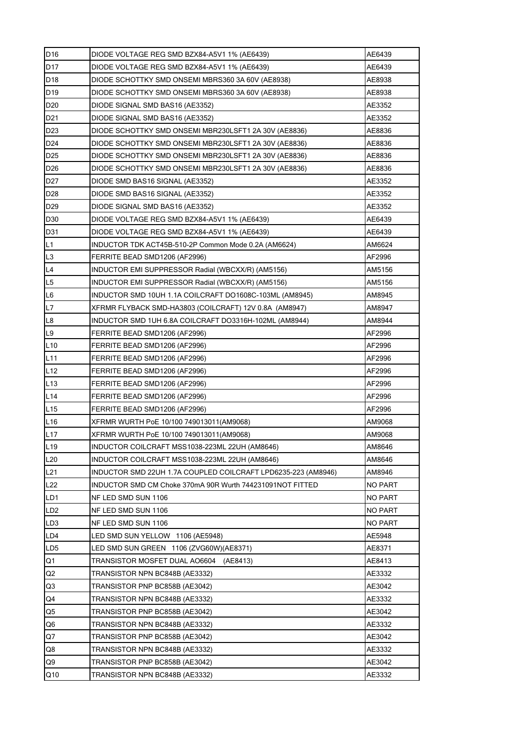| D16 | DIODE VOLTAGE REG SMD BZX84-A5V1 1% (AE6439) | AE6439 |
|---|---|---|
| D17 | DIODE VOLTAGE REG SMD BZX84-A5V1 1% (AE6439) | AE6439 |
| D18 | DIODE SCHOTTKY SMD ONSEMI MBRS360 3A 60V (AE8938) | AE8938 |
| D19 | DIODE SCHOTTKY SMD ONSEMI MBRS360 3A 60V (AE8938) | AE8938 |
| D20 | DIODE SIGNAL SMD BAS16 (AE3352) | AE3352 |
| D21 | DIODE SIGNAL SMD BAS16 (AE3352) | AE3352 |
| D23 | DIODE SCHOTTKY SMD ONSEMI MBR230LSFT1 2A 30V (AE8836) | AE8836 |
| D24 | DIODE SCHOTTKY SMD ONSEMI MBR230LSFT1 2A 30V (AE8836) | AE8836 |
| D25 | DIODE SCHOTTKY SMD ONSEMI MBR230LSFT1 2A 30V (AE8836) | AE8836 |
| D26 | DIODE SCHOTTKY SMD ONSEMI MBR230LSFT1 2A 30V (AE8836) | AE8836 |
| D27 | DIODE SMD BAS16 SIGNAL (AE3352) | AE3352 |
| D28 | DIODE SMD BAS16 SIGNAL (AE3352) | AE3352 |
| D29 | DIODE SIGNAL SMD BAS16 (AE3352) | AE3352 |
| D30 | DIODE VOLTAGE REG SMD BZX84-A5V1 1% (AE6439) | AE6439 |
| D31 | DIODE VOLTAGE REG SMD BZX84-A5V1 1% (AE6439) | AE6439 |
| L1 | INDUCTOR TDK ACT45B-510-2P Common Mode 0.2A (AM6624) | AM6624 |
| L3 | FERRITE BEAD SMD1206 (AF2996) | AF2996 |
| L4 | INDUCTOR EMI SUPPRESSOR Radial (WBCXX/R) (AM5156) | AM5156 |
| L5 | INDUCTOR EMI SUPPRESSOR Radial (WBCXX/R) (AM5156) | AM5156 |
| L6 | INDUCTOR SMD 10UH 1.1A COILCRAFT DO1608C-103ML (AM8945) | AM8945 |
| L7 | XFRMR FLYBACK SMD-HA3803 (COILCRAFT) 12V 0.8A (AM8947) | AM8947 |
| L8 | INDUCTOR SMD 1UH 6.8A COILCRAFT DO3316H-102ML (AM8944) | AM8944 |
| L9 | FERRITE BEAD SMD1206 (AF2996) | AF2996 |
| L10 | FERRITE BEAD SMD1206 (AF2996) | AF2996 |
| L11 | FERRITE BEAD SMD1206 (AF2996) | AF2996 |
| L12 | FERRITE BEAD SMD1206 (AF2996) | AF2996 |
| L13 | FERRITE BEAD SMD1206 (AF2996) | AF2996 |
| L14 | FERRITE BEAD SMD1206 (AF2996) | AF2996 |
| L15 | FERRITE BEAD SMD1206 (AF2996) | AF2996 |
| L16 | XFRMR WURTH PoE 10/100 749013011(AM9068) | AM9068 |
| L17 | XFRMR WURTH PoE 10/100 749013011(AM9068) | AM9068 |
| L19 | INDUCTOR COILCRAFT MSS1038-223ML 22UH (AM8646) | AM8646 |
| L20 | INDUCTOR COILCRAFT MSS1038-223ML 22UH (AM8646) | AM8646 |
| L21 | INDUCTOR SMD 22UH 1.7A COUPLED COILCRAFT LPD6235-223 (AM8946) | AM8946 |
| L22 | INDUCTOR SMD CM Choke 370mA 90R Wurth 744231091NOT FITTED | NO PART |
| LD1 | NF LED SMD SUN 1106 | NO PART |
| LD2 | NF LED SMD SUN 1106 | NO PART |
| LD3 | NF LED SMD SUN 1106 | NO PART |
| LD4 | LED SMD SUN YELLOW 1106 (AE5948) | AE5948 |
| LD5 | LED SMD SUN GREEN 1106 (ZVG60W)(AE8371) | AE8371 |
| Q1 | TRANSISTOR MOSFET DUAL AO6604 (AE8413) | AE8413 |
| Q2 | TRANSISTOR NPN BC848B (AE3332) | AE3332 |
| Q3 | TRANSISTOR PNP BC858B (AE3042) | AE3042 |
| Q4 | TRANSISTOR NPN BC848B (AE3332) | AE3332 |
| Q5 | TRANSISTOR PNP BC858B (AE3042) | AE3042 |
| Q6 | TRANSISTOR NPN BC848B (AE3332) | AE3332 |
| Q7 | TRANSISTOR PNP BC858B (AE3042) | AE3042 |
| Q8 | TRANSISTOR NPN BC848B (AE3332) | AE3332 |
| Q9 | TRANSISTOR PNP BC858B (AE3042) | AE3042 |
| Q10 | TRANSISTOR NPN BC848B (AE3332) | AE3332 |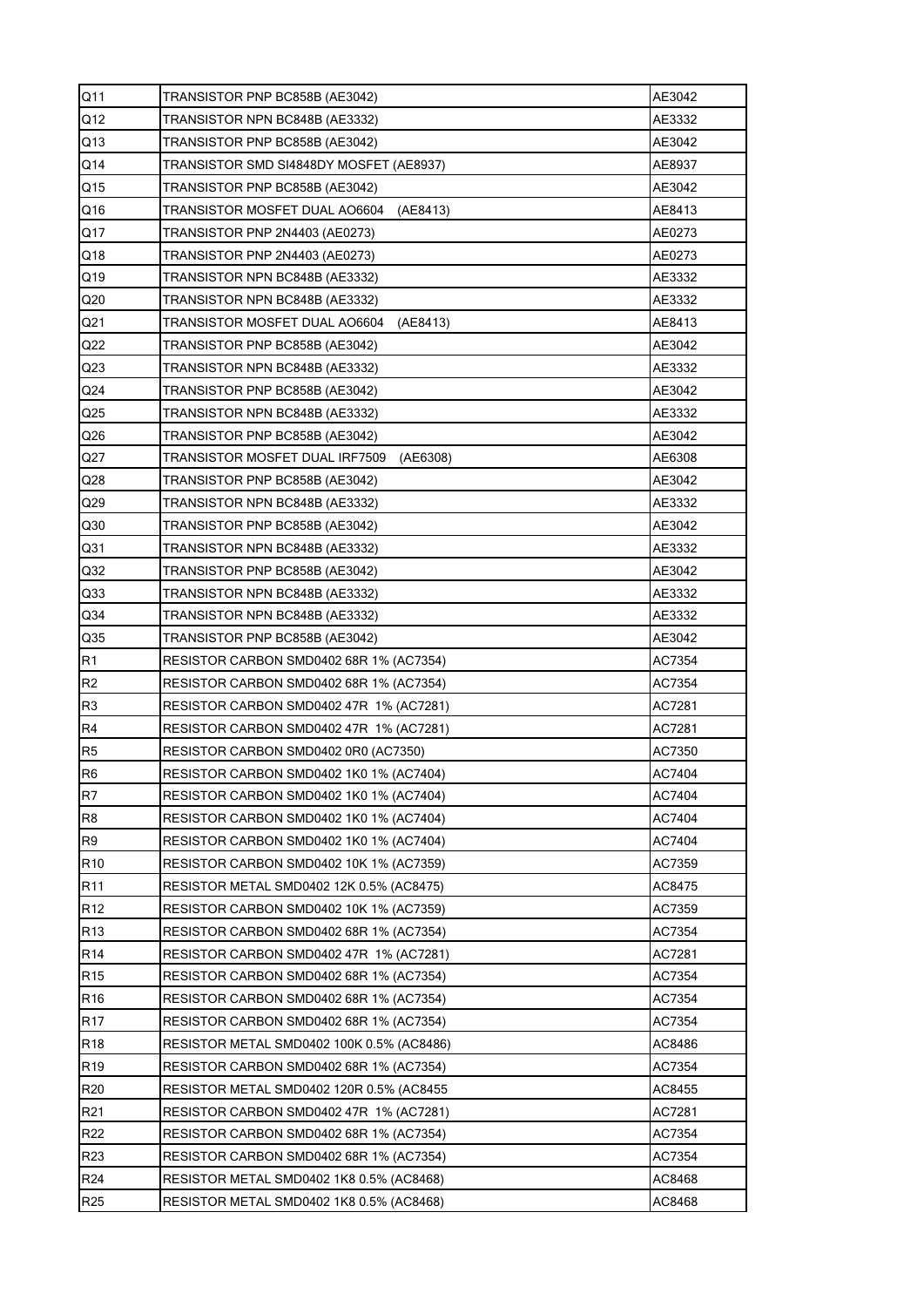| | | |
|---|---|---|
| Q11 | TRANSISTOR PNP BC858B (AE3042) | AE3042 |
| Q12 | TRANSISTOR NPN BC848B (AE3332) | AE3332 |
| Q13 | TRANSISTOR PNP BC858B (AE3042) | AE3042 |
| Q14 | TRANSISTOR SMD SI4848DY MOSFET (AE8937) | AE8937 |
| Q15 | TRANSISTOR PNP BC858B (AE3042) | AE3042 |
| Q16 | TRANSISTOR MOSFET DUAL AO6604 (AE8413) | AE8413 |
| Q17 | TRANSISTOR PNP 2N4403 (AE0273) | AE0273 |
| Q18 | TRANSISTOR PNP 2N4403 (AE0273) | AE0273 |
| Q19 | TRANSISTOR NPN BC848B (AE3332) | AE3332 |
| Q20 | TRANSISTOR NPN BC848B (AE3332) | AE3332 |
| Q21 | TRANSISTOR MOSFET DUAL AO6604 (AE8413) | AE8413 |
| Q22 | TRANSISTOR PNP BC858B (AE3042) | AE3042 |
| Q23 | TRANSISTOR NPN BC848B (AE3332) | AE3332 |
| Q24 | TRANSISTOR PNP BC858B (AE3042) | AE3042 |
| Q25 | TRANSISTOR NPN BC848B (AE3332) | AE3332 |
| Q26 | TRANSISTOR PNP BC858B (AE3042) | AE3042 |
| Q27 | TRANSISTOR MOSFET DUAL IRF7509 (AE6308) | AE6308 |
| Q28 | TRANSISTOR PNP BC858B (AE3042) | AE3042 |
| Q29 | TRANSISTOR NPN BC848B (AE3332) | AE3332 |
| Q30 | TRANSISTOR PNP BC858B (AE3042) | AE3042 |
| Q31 | TRANSISTOR NPN BC848B (AE3332) | AE3332 |
| Q32 | TRANSISTOR PNP BC858B (AE3042) | AE3042 |
| Q33 | TRANSISTOR NPN BC848B (AE3332) | AE3332 |
| Q34 | TRANSISTOR NPN BC848B (AE3332) | AE3332 |
| Q35 | TRANSISTOR PNP BC858B (AE3042) | AE3042 |
| R1 | RESISTOR CARBON SMD0402 68R 1% (AC7354) | AC7354 |
| R2 | RESISTOR CARBON SMD0402 68R 1% (AC7354) | AC7354 |
| R3 | RESISTOR CARBON SMD0402 47R 1% (AC7281) | AC7281 |
| R4 | RESISTOR CARBON SMD0402 47R 1% (AC7281) | AC7281 |
| R5 | RESISTOR CARBON SMD0402 0R0 (AC7350) | AC7350 |
| R6 | RESISTOR CARBON SMD0402 1K0 1% (AC7404) | AC7404 |
| R7 | RESISTOR CARBON SMD0402 1K0 1% (AC7404) | AC7404 |
| R8 | RESISTOR CARBON SMD0402 1K0 1% (AC7404) | AC7404 |
| R9 | RESISTOR CARBON SMD0402 1K0 1% (AC7404) | AC7404 |
| R10 | RESISTOR CARBON SMD0402 10K 1% (AC7359) | AC7359 |
| R11 | RESISTOR METAL SMD0402 12K 0.5% (AC8475) | AC8475 |
| R12 | RESISTOR CARBON SMD0402 10K 1% (AC7359) | AC7359 |
| R13 | RESISTOR CARBON SMD0402 68R 1% (AC7354) | AC7354 |
| R14 | RESISTOR CARBON SMD0402 47R 1% (AC7281) | AC7281 |
| R15 | RESISTOR CARBON SMD0402 68R 1% (AC7354) | AC7354 |
| R16 | RESISTOR CARBON SMD0402 68R 1% (AC7354) | AC7354 |
| R17 | RESISTOR CARBON SMD0402 68R 1% (AC7354) | AC7354 |
| R18 | RESISTOR METAL SMD0402 100K 0.5% (AC8486) | AC8486 |
| R19 | RESISTOR CARBON SMD0402 68R 1% (AC7354) | AC7354 |
| R20 | RESISTOR METAL SMD0402 120R 0.5% (AC8455 | AC8455 |
| R21 | RESISTOR CARBON SMD0402 47R 1% (AC7281) | AC7281 |
| R22 | RESISTOR CARBON SMD0402 68R 1% (AC7354) | AC7354 |
| R23 | RESISTOR CARBON SMD0402 68R 1% (AC7354) | AC7354 |
| R24 | RESISTOR METAL SMD0402 1K8 0.5% (AC8468) | AC8468 |
| R25 | RESISTOR METAL SMD0402 1K8 0.5% (AC8468) | AC8468 |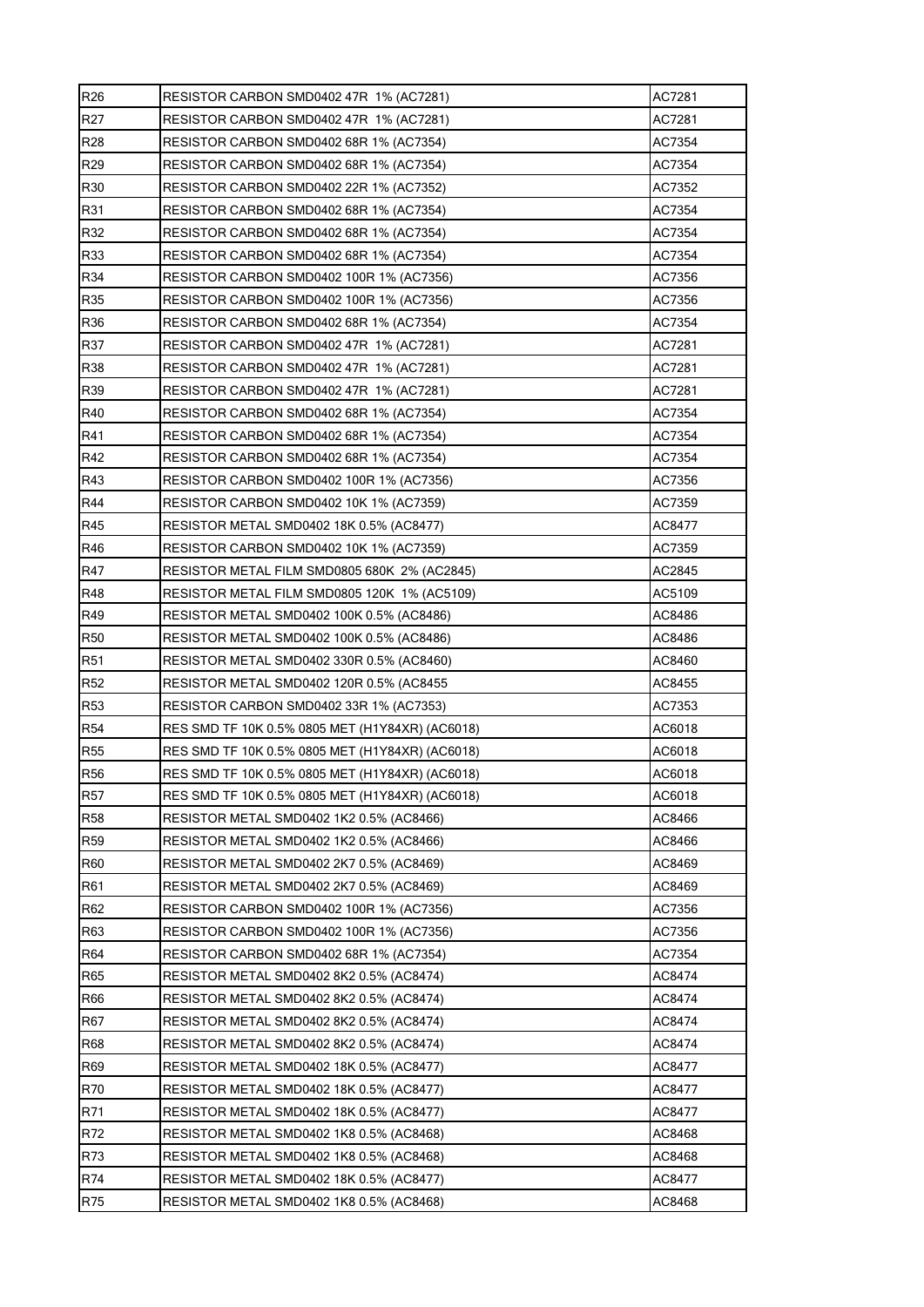| R26 | RESISTOR CARBON SMD0402 47R  1% (AC7281) | AC7281 |
|---|---|---|
| R27 | RESISTOR CARBON SMD0402 47R  1% (AC7281) | AC7281 |
| R28 | RESISTOR CARBON SMD0402 68R 1% (AC7354) | AC7354 |
| R29 | RESISTOR CARBON SMD0402 68R 1% (AC7354) | AC7354 |
| R30 | RESISTOR CARBON SMD0402 22R 1% (AC7352) | AC7352 |
| R31 | RESISTOR CARBON SMD0402 68R 1% (AC7354) | AC7354 |
| R32 | RESISTOR CARBON SMD0402 68R 1% (AC7354) | AC7354 |
| R33 | RESISTOR CARBON SMD0402 68R 1% (AC7354) | AC7354 |
| R34 | RESISTOR CARBON SMD0402 100R 1% (AC7356) | AC7356 |
| R35 | RESISTOR CARBON SMD0402 100R 1% (AC7356) | AC7356 |
| R36 | RESISTOR CARBON SMD0402 68R 1% (AC7354) | AC7354 |
| R37 | RESISTOR CARBON SMD0402 47R  1% (AC7281) | AC7281 |
| R38 | RESISTOR CARBON SMD0402 47R  1% (AC7281) | AC7281 |
| R39 | RESISTOR CARBON SMD0402 47R  1% (AC7281) | AC7281 |
| R40 | RESISTOR CARBON SMD0402 68R 1% (AC7354) | AC7354 |
| R41 | RESISTOR CARBON SMD0402 68R 1% (AC7354) | AC7354 |
| R42 | RESISTOR CARBON SMD0402 68R 1% (AC7354) | AC7354 |
| R43 | RESISTOR CARBON SMD0402 100R 1% (AC7356) | AC7356 |
| R44 | RESISTOR CARBON SMD0402 10K 1% (AC7359) | AC7359 |
| R45 | RESISTOR METAL SMD0402 18K 0.5% (AC8477) | AC8477 |
| R46 | RESISTOR CARBON SMD0402 10K 1% (AC7359) | AC7359 |
| R47 | RESISTOR METAL FILM SMD0805 680K  2% (AC2845) | AC2845 |
| R48 | RESISTOR METAL FILM SMD0805 120K  1% (AC5109) | AC5109 |
| R49 | RESISTOR METAL SMD0402 100K 0.5% (AC8486) | AC8486 |
| R50 | RESISTOR METAL SMD0402 100K 0.5% (AC8486) | AC8486 |
| R51 | RESISTOR METAL SMD0402 330R 0.5% (AC8460) | AC8460 |
| R52 | RESISTOR METAL SMD0402 120R 0.5% (AC8455 | AC8455 |
| R53 | RESISTOR CARBON SMD0402 33R 1% (AC7353) | AC7353 |
| R54 | RES SMD TF 10K 0.5% 0805 MET (H1Y84XR) (AC6018) | AC6018 |
| R55 | RES SMD TF 10K 0.5% 0805 MET (H1Y84XR) (AC6018) | AC6018 |
| R56 | RES SMD TF 10K 0.5% 0805 MET (H1Y84XR) (AC6018) | AC6018 |
| R57 | RES SMD TF 10K 0.5% 0805 MET (H1Y84XR) (AC6018) | AC6018 |
| R58 | RESISTOR METAL SMD0402 1K2 0.5% (AC8466) | AC8466 |
| R59 | RESISTOR METAL SMD0402 1K2 0.5% (AC8466) | AC8466 |
| R60 | RESISTOR METAL SMD0402 2K7 0.5% (AC8469) | AC8469 |
| R61 | RESISTOR METAL SMD0402 2K7 0.5% (AC8469) | AC8469 |
| R62 | RESISTOR CARBON SMD0402 100R 1% (AC7356) | AC7356 |
| R63 | RESISTOR CARBON SMD0402 100R 1% (AC7356) | AC7356 |
| R64 | RESISTOR CARBON SMD0402 68R 1% (AC7354) | AC7354 |
| R65 | RESISTOR METAL SMD0402 8K2 0.5% (AC8474) | AC8474 |
| R66 | RESISTOR METAL SMD0402 8K2 0.5% (AC8474) | AC8474 |
| R67 | RESISTOR METAL SMD0402 8K2 0.5% (AC8474) | AC8474 |
| R68 | RESISTOR METAL SMD0402 8K2 0.5% (AC8474) | AC8474 |
| R69 | RESISTOR METAL SMD0402 18K 0.5% (AC8477) | AC8477 |
| R70 | RESISTOR METAL SMD0402 18K 0.5% (AC8477) | AC8477 |
| R71 | RESISTOR METAL SMD0402 18K 0.5% (AC8477) | AC8477 |
| R72 | RESISTOR METAL SMD0402 1K8 0.5% (AC8468) | AC8468 |
| R73 | RESISTOR METAL SMD0402 1K8 0.5% (AC8468) | AC8468 |
| R74 | RESISTOR METAL SMD0402 18K 0.5% (AC8477) | AC8477 |
| R75 | RESISTOR METAL SMD0402 1K8 0.5% (AC8468) | AC8468 |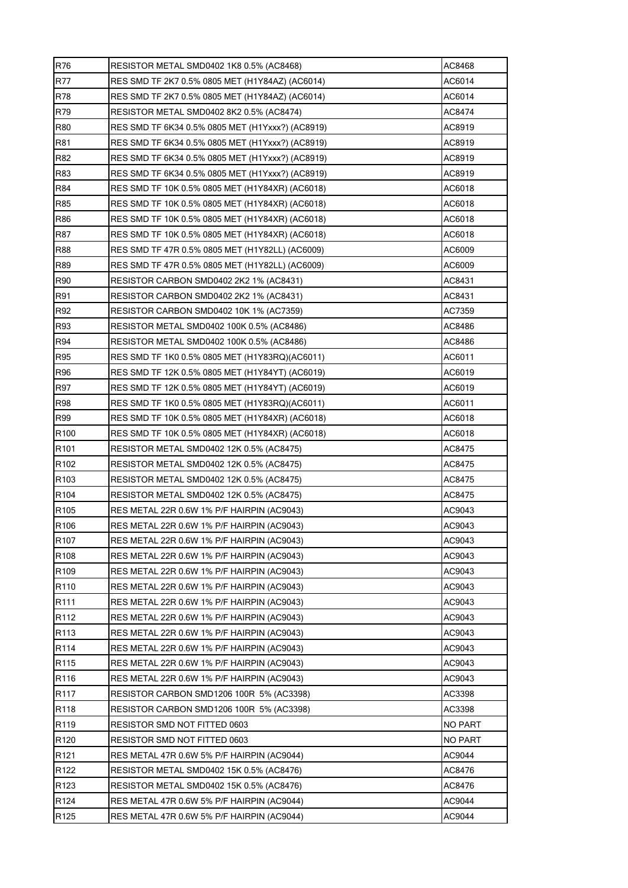| R76 | RESISTOR METAL SMD0402 1K8 0.5% (AC8468) | AC8468 |
|---|---|---|
| R77 | RES SMD TF 2K7 0.5% 0805 MET (H1Y84AZ) (AC6014) | AC6014 |
| R78 | RES SMD TF 2K7 0.5% 0805 MET (H1Y84AZ) (AC6014) | AC6014 |
| R79 | RESISTOR METAL SMD0402 8K2 0.5% (AC8474) | AC8474 |
| R80 | RES SMD TF 6K34 0.5% 0805 MET (H1Yxxx?) (AC8919) | AC8919 |
| R81 | RES SMD TF 6K34 0.5% 0805 MET (H1Yxxx?) (AC8919) | AC8919 |
| R82 | RES SMD TF 6K34 0.5% 0805 MET (H1Yxxx?) (AC8919) | AC8919 |
| R83 | RES SMD TF 6K34 0.5% 0805 MET (H1Yxxx?) (AC8919) | AC8919 |
| R84 | RES SMD TF 10K 0.5% 0805 MET (H1Y84XR) (AC6018) | AC6018 |
| R85 | RES SMD TF 10K 0.5% 0805 MET (H1Y84XR) (AC6018) | AC6018 |
| R86 | RES SMD TF 10K 0.5% 0805 MET (H1Y84XR) (AC6018) | AC6018 |
| R87 | RES SMD TF 10K 0.5% 0805 MET (H1Y84XR) (AC6018) | AC6018 |
| R88 | RES SMD TF 47R 0.5% 0805 MET (H1Y82LL) (AC6009) | AC6009 |
| R89 | RES SMD TF 47R 0.5% 0805 MET (H1Y82LL) (AC6009) | AC6009 |
| R90 | RESISTOR CARBON SMD0402 2K2 1% (AC8431) | AC8431 |
| R91 | RESISTOR CARBON SMD0402 2K2 1% (AC8431) | AC8431 |
| R92 | RESISTOR CARBON SMD0402 10K 1% (AC7359) | AC7359 |
| R93 | RESISTOR METAL SMD0402 100K 0.5% (AC8486) | AC8486 |
| R94 | RESISTOR METAL SMD0402 100K 0.5% (AC8486) | AC8486 |
| R95 | RES SMD TF 1K0 0.5% 0805 MET (H1Y83RQ)(AC6011) | AC6011 |
| R96 | RES SMD TF 12K 0.5% 0805 MET (H1Y84YT) (AC6019) | AC6019 |
| R97 | RES SMD TF 12K 0.5% 0805 MET (H1Y84YT) (AC6019) | AC6019 |
| R98 | RES SMD TF 1K0 0.5% 0805 MET (H1Y83RQ)(AC6011) | AC6011 |
| R99 | RES SMD TF 10K 0.5% 0805 MET (H1Y84XR) (AC6018) | AC6018 |
| R100 | RES SMD TF 10K 0.5% 0805 MET (H1Y84XR) (AC6018) | AC6018 |
| R101 | RESISTOR METAL SMD0402 12K 0.5% (AC8475) | AC8475 |
| R102 | RESISTOR METAL SMD0402 12K 0.5% (AC8475) | AC8475 |
| R103 | RESISTOR METAL SMD0402 12K 0.5% (AC8475) | AC8475 |
| R104 | RESISTOR METAL SMD0402 12K 0.5% (AC8475) | AC8475 |
| R105 | RES METAL 22R 0.6W 1% P/F HAIRPIN (AC9043) | AC9043 |
| R106 | RES METAL 22R 0.6W 1% P/F HAIRPIN (AC9043) | AC9043 |
| R107 | RES METAL 22R 0.6W 1% P/F HAIRPIN (AC9043) | AC9043 |
| R108 | RES METAL 22R 0.6W 1% P/F HAIRPIN (AC9043) | AC9043 |
| R109 | RES METAL 22R 0.6W 1% P/F HAIRPIN (AC9043) | AC9043 |
| R110 | RES METAL 22R 0.6W 1% P/F HAIRPIN (AC9043) | AC9043 |
| R111 | RES METAL 22R 0.6W 1% P/F HAIRPIN (AC9043) | AC9043 |
| R112 | RES METAL 22R 0.6W 1% P/F HAIRPIN (AC9043) | AC9043 |
| R113 | RES METAL 22R 0.6W 1% P/F HAIRPIN (AC9043) | AC9043 |
| R114 | RES METAL 22R 0.6W 1% P/F HAIRPIN (AC9043) | AC9043 |
| R115 | RES METAL 22R 0.6W 1% P/F HAIRPIN (AC9043) | AC9043 |
| R116 | RES METAL 22R 0.6W 1% P/F HAIRPIN (AC9043) | AC9043 |
| R117 | RESISTOR CARBON SMD1206 100R 5% (AC3398) | AC3398 |
| R118 | RESISTOR CARBON SMD1206 100R 5% (AC3398) | AC3398 |
| R119 | RESISTOR SMD NOT FITTED 0603 | NO PART |
| R120 | RESISTOR SMD NOT FITTED 0603 | NO PART |
| R121 | RES METAL 47R 0.6W 5% P/F HAIRPIN (AC9044) | AC9044 |
| R122 | RESISTOR METAL SMD0402 15K 0.5% (AC8476) | AC8476 |
| R123 | RESISTOR METAL SMD0402 15K 0.5% (AC8476) | AC8476 |
| R124 | RES METAL 47R 0.6W 5% P/F HAIRPIN (AC9044) | AC9044 |
| R125 | RES METAL 47R 0.6W 5% P/F HAIRPIN (AC9044) | AC9044 |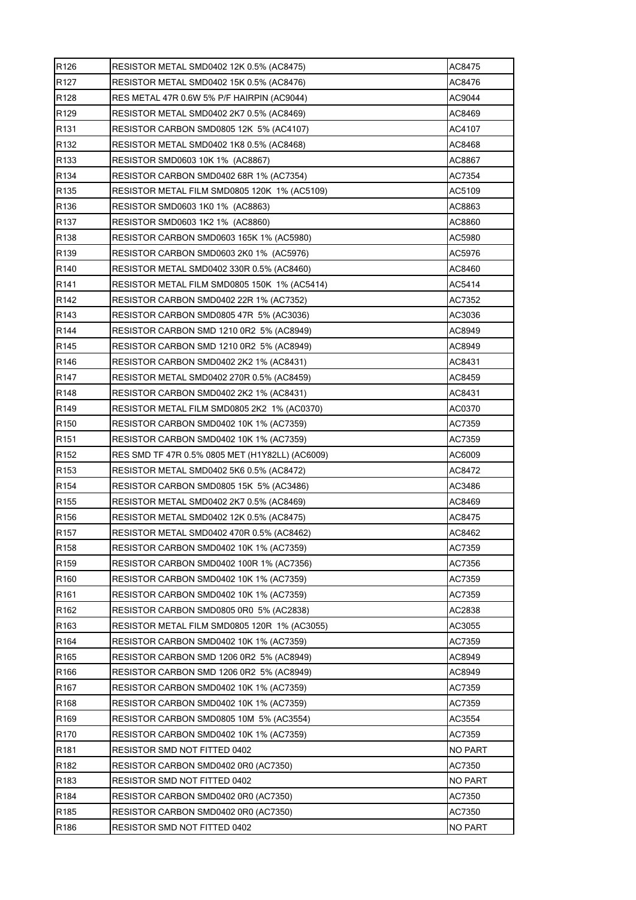| | | |
|---|---|---|
| R126 | RESISTOR METAL SMD0402 12K 0.5% (AC8475) | AC8475 |
| R127 | RESISTOR METAL SMD0402 15K 0.5% (AC8476) | AC8476 |
| R128 | RES METAL 47R 0.6W 5% P/F HAIRPIN (AC9044) | AC9044 |
| R129 | RESISTOR METAL SMD0402 2K7 0.5% (AC8469) | AC8469 |
| R131 | RESISTOR CARBON SMD0805 12K 5% (AC4107) | AC4107 |
| R132 | RESISTOR METAL SMD0402 1K8 0.5% (AC8468) | AC8468 |
| R133 | RESISTOR SMD0603 10K 1% (AC8867) | AC8867 |
| R134 | RESISTOR CARBON SMD0402 68R 1% (AC7354) | AC7354 |
| R135 | RESISTOR METAL FILM SMD0805 120K 1% (AC5109) | AC5109 |
| R136 | RESISTOR SMD0603 1K0 1% (AC8863) | AC8863 |
| R137 | RESISTOR SMD0603 1K2 1% (AC8860) | AC8860 |
| R138 | RESISTOR CARBON SMD0603 165K 1% (AC5980) | AC5980 |
| R139 | RESISTOR CARBON SMD0603 2K0 1% (AC5976) | AC5976 |
| R140 | RESISTOR METAL SMD0402 330R 0.5% (AC8460) | AC8460 |
| R141 | RESISTOR METAL FILM SMD0805 150K 1% (AC5414) | AC5414 |
| R142 | RESISTOR CARBON SMD0402 22R 1% (AC7352) | AC7352 |
| R143 | RESISTOR CARBON SMD0805 47R 5% (AC3036) | AC3036 |
| R144 | RESISTOR CARBON SMD 1210 0R2 5% (AC8949) | AC8949 |
| R145 | RESISTOR CARBON SMD 1210 0R2 5% (AC8949) | AC8949 |
| R146 | RESISTOR CARBON SMD0402 2K2 1% (AC8431) | AC8431 |
| R147 | RESISTOR METAL SMD0402 270R 0.5% (AC8459) | AC8459 |
| R148 | RESISTOR CARBON SMD0402 2K2 1% (AC8431) | AC8431 |
| R149 | RESISTOR METAL FILM SMD0805 2K2 1% (AC0370) | AC0370 |
| R150 | RESISTOR CARBON SMD0402 10K 1% (AC7359) | AC7359 |
| R151 | RESISTOR CARBON SMD0402 10K 1% (AC7359) | AC7359 |
| R152 | RES SMD TF 47R 0.5% 0805 MET (H1Y82LL) (AC6009) | AC6009 |
| R153 | RESISTOR METAL SMD0402 5K6 0.5% (AC8472) | AC8472 |
| R154 | RESISTOR CARBON SMD0805 15K 5% (AC3486) | AC3486 |
| R155 | RESISTOR METAL SMD0402 2K7 0.5% (AC8469) | AC8469 |
| R156 | RESISTOR METAL SMD0402 12K 0.5% (AC8475) | AC8475 |
| R157 | RESISTOR METAL SMD0402 470R 0.5% (AC8462) | AC8462 |
| R158 | RESISTOR CARBON SMD0402 10K 1% (AC7359) | AC7359 |
| R159 | RESISTOR CARBON SMD0402 100R 1% (AC7356) | AC7356 |
| R160 | RESISTOR CARBON SMD0402 10K 1% (AC7359) | AC7359 |
| R161 | RESISTOR CARBON SMD0402 10K 1% (AC7359) | AC7359 |
| R162 | RESISTOR CARBON SMD0805 0R0 5% (AC2838) | AC2838 |
| R163 | RESISTOR METAL FILM SMD0805 120R 1% (AC3055) | AC3055 |
| R164 | RESISTOR CARBON SMD0402 10K 1% (AC7359) | AC7359 |
| R165 | RESISTOR CARBON SMD 1206 0R2 5% (AC8949) | AC8949 |
| R166 | RESISTOR CARBON SMD 1206 0R2 5% (AC8949) | AC8949 |
| R167 | RESISTOR CARBON SMD0402 10K 1% (AC7359) | AC7359 |
| R168 | RESISTOR CARBON SMD0402 10K 1% (AC7359) | AC7359 |
| R169 | RESISTOR CARBON SMD0805 10M 5% (AC3554) | AC3554 |
| R170 | RESISTOR CARBON SMD0402 10K 1% (AC7359) | AC7359 |
| R181 | RESISTOR SMD NOT FITTED 0402 | NO PART |
| R182 | RESISTOR CARBON SMD0402 0R0 (AC7350) | AC7350 |
| R183 | RESISTOR SMD NOT FITTED 0402 | NO PART |
| R184 | RESISTOR CARBON SMD0402 0R0 (AC7350) | AC7350 |
| R185 | RESISTOR CARBON SMD0402 0R0 (AC7350) | AC7350 |
| R186 | RESISTOR SMD NOT FITTED 0402 | NO PART |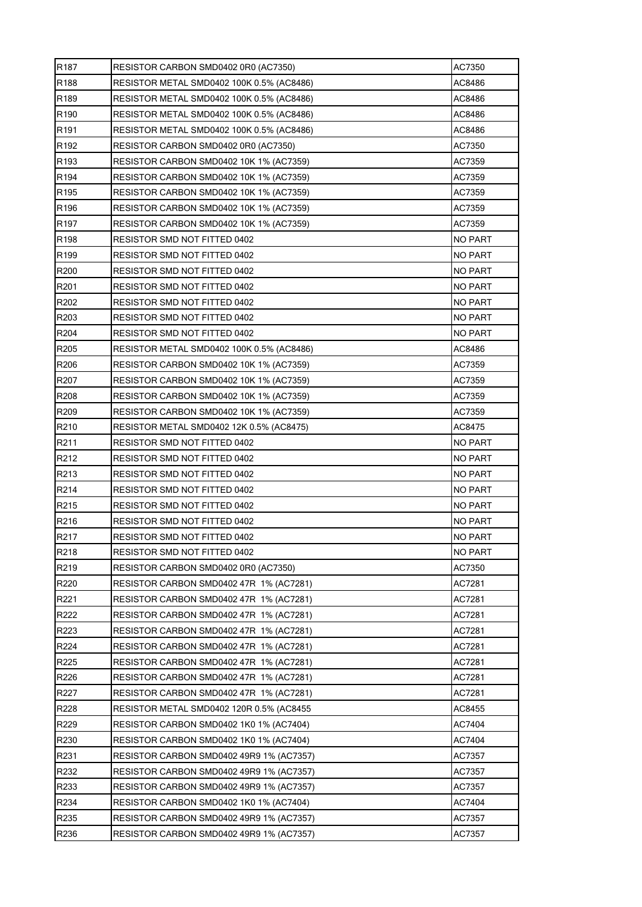| R187 | RESISTOR CARBON SMD0402 0R0 (AC7350) | AC7350 |
|---|---|---|
| R188 | RESISTOR METAL SMD0402 100K 0.5% (AC8486) | AC8486 |
| R189 | RESISTOR METAL SMD0402 100K 0.5% (AC8486) | AC8486 |
| R190 | RESISTOR METAL SMD0402 100K 0.5% (AC8486) | AC8486 |
| R191 | RESISTOR METAL SMD0402 100K 0.5% (AC8486) | AC8486 |
| R192 | RESISTOR CARBON SMD0402 0R0 (AC7350) | AC7350 |
| R193 | RESISTOR CARBON SMD0402 10K 1% (AC7359) | AC7359 |
| R194 | RESISTOR CARBON SMD0402 10K 1% (AC7359) | AC7359 |
| R195 | RESISTOR CARBON SMD0402 10K 1% (AC7359) | AC7359 |
| R196 | RESISTOR CARBON SMD0402 10K 1% (AC7359) | AC7359 |
| R197 | RESISTOR CARBON SMD0402 10K 1% (AC7359) | AC7359 |
| R198 | RESISTOR SMD NOT FITTED 0402 | NO PART |
| R199 | RESISTOR SMD NOT FITTED 0402 | NO PART |
| R200 | RESISTOR SMD NOT FITTED 0402 | NO PART |
| R201 | RESISTOR SMD NOT FITTED 0402 | NO PART |
| R202 | RESISTOR SMD NOT FITTED 0402 | NO PART |
| R203 | RESISTOR SMD NOT FITTED 0402 | NO PART |
| R204 | RESISTOR SMD NOT FITTED 0402 | NO PART |
| R205 | RESISTOR METAL SMD0402 100K 0.5% (AC8486) | AC8486 |
| R206 | RESISTOR CARBON SMD0402 10K 1% (AC7359) | AC7359 |
| R207 | RESISTOR CARBON SMD0402 10K 1% (AC7359) | AC7359 |
| R208 | RESISTOR CARBON SMD0402 10K 1% (AC7359) | AC7359 |
| R209 | RESISTOR CARBON SMD0402 10K 1% (AC7359) | AC7359 |
| R210 | RESISTOR METAL SMD0402 12K 0.5% (AC8475) | AC8475 |
| R211 | RESISTOR SMD NOT FITTED 0402 | NO PART |
| R212 | RESISTOR SMD NOT FITTED 0402 | NO PART |
| R213 | RESISTOR SMD NOT FITTED 0402 | NO PART |
| R214 | RESISTOR SMD NOT FITTED 0402 | NO PART |
| R215 | RESISTOR SMD NOT FITTED 0402 | NO PART |
| R216 | RESISTOR SMD NOT FITTED 0402 | NO PART |
| R217 | RESISTOR SMD NOT FITTED 0402 | NO PART |
| R218 | RESISTOR SMD NOT FITTED 0402 | NO PART |
| R219 | RESISTOR CARBON SMD0402 0R0 (AC7350) | AC7350 |
| R220 | RESISTOR CARBON SMD0402 47R 1% (AC7281) | AC7281 |
| R221 | RESISTOR CARBON SMD0402 47R 1% (AC7281) | AC7281 |
| R222 | RESISTOR CARBON SMD0402 47R 1% (AC7281) | AC7281 |
| R223 | RESISTOR CARBON SMD0402 47R 1% (AC7281) | AC7281 |
| R224 | RESISTOR CARBON SMD0402 47R 1% (AC7281) | AC7281 |
| R225 | RESISTOR CARBON SMD0402 47R 1% (AC7281) | AC7281 |
| R226 | RESISTOR CARBON SMD0402 47R 1% (AC7281) | AC7281 |
| R227 | RESISTOR CARBON SMD0402 47R 1% (AC7281) | AC7281 |
| R228 | RESISTOR METAL SMD0402 120R 0.5% (AC8455 | AC8455 |
| R229 | RESISTOR CARBON SMD0402 1K0 1% (AC7404) | AC7404 |
| R230 | RESISTOR CARBON SMD0402 1K0 1% (AC7404) | AC7404 |
| R231 | RESISTOR CARBON SMD0402 49R9 1% (AC7357) | AC7357 |
| R232 | RESISTOR CARBON SMD0402 49R9 1% (AC7357) | AC7357 |
| R233 | RESISTOR CARBON SMD0402 49R9 1% (AC7357) | AC7357 |
| R234 | RESISTOR CARBON SMD0402 1K0 1% (AC7404) | AC7404 |
| R235 | RESISTOR CARBON SMD0402 49R9 1% (AC7357) | AC7357 |
| R236 | RESISTOR CARBON SMD0402 49R9 1% (AC7357) | AC7357 |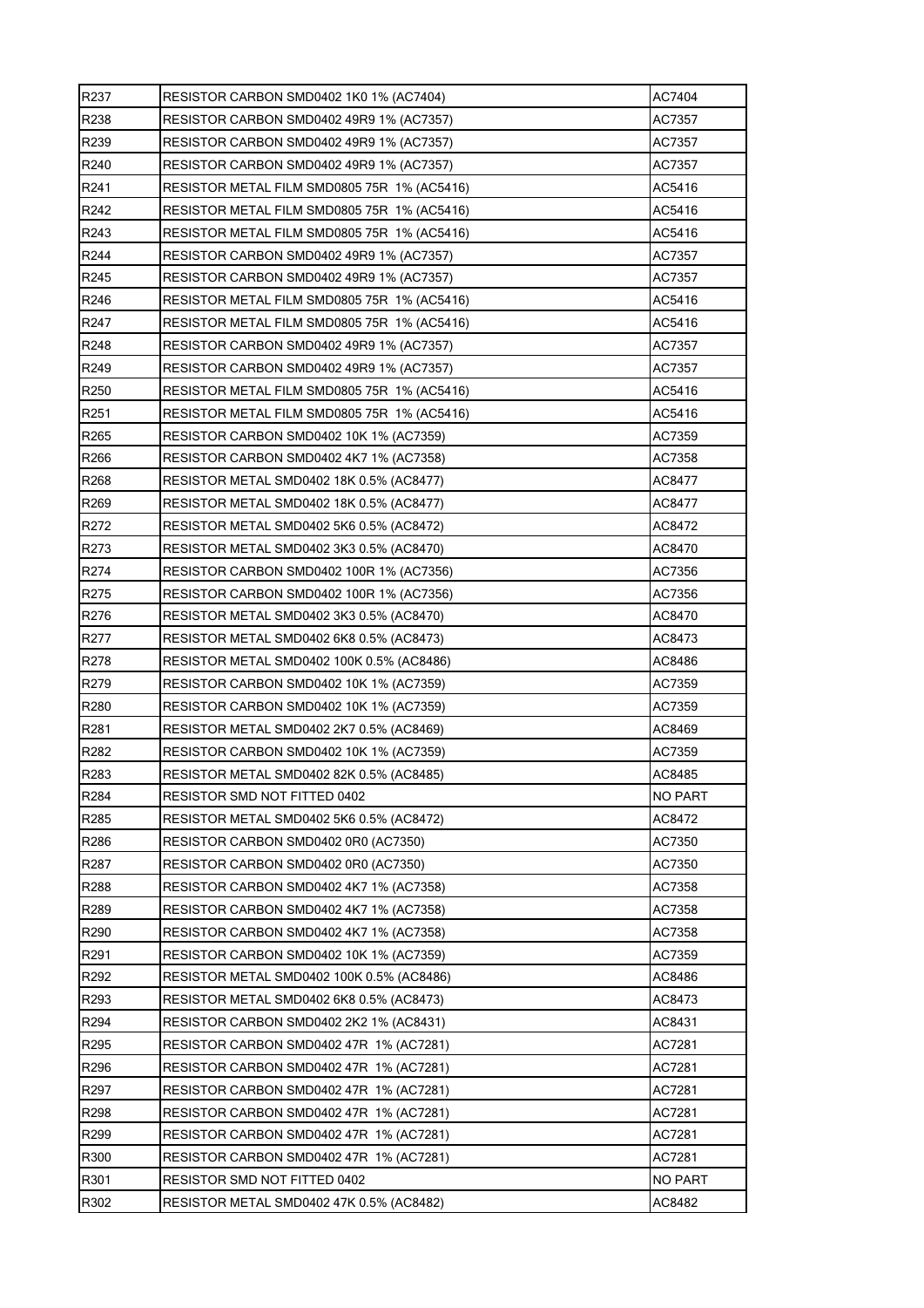| R237 | RESISTOR CARBON SMD0402 1K0 1% (AC7404) | AC7404 |
|---|---|---|
| R238 | RESISTOR CARBON SMD0402 49R9 1% (AC7357) | AC7357 |
| R239 | RESISTOR CARBON SMD0402 49R9 1% (AC7357) | AC7357 |
| R240 | RESISTOR CARBON SMD0402 49R9 1% (AC7357) | AC7357 |
| R241 | RESISTOR METAL FILM SMD0805 75R 1% (AC5416) | AC5416 |
| R242 | RESISTOR METAL FILM SMD0805 75R 1% (AC5416) | AC5416 |
| R243 | RESISTOR METAL FILM SMD0805 75R 1% (AC5416) | AC5416 |
| R244 | RESISTOR CARBON SMD0402 49R9 1% (AC7357) | AC7357 |
| R245 | RESISTOR CARBON SMD0402 49R9 1% (AC7357) | AC7357 |
| R246 | RESISTOR METAL FILM SMD0805 75R 1% (AC5416) | AC5416 |
| R247 | RESISTOR METAL FILM SMD0805 75R 1% (AC5416) | AC5416 |
| R248 | RESISTOR CARBON SMD0402 49R9 1% (AC7357) | AC7357 |
| R249 | RESISTOR CARBON SMD0402 49R9 1% (AC7357) | AC7357 |
| R250 | RESISTOR METAL FILM SMD0805 75R 1% (AC5416) | AC5416 |
| R251 | RESISTOR METAL FILM SMD0805 75R 1% (AC5416) | AC5416 |
| R265 | RESISTOR CARBON SMD0402 10K 1% (AC7359) | AC7359 |
| R266 | RESISTOR CARBON SMD0402 4K7 1% (AC7358) | AC7358 |
| R268 | RESISTOR METAL SMD0402 18K 0.5% (AC8477) | AC8477 |
| R269 | RESISTOR METAL SMD0402 18K 0.5% (AC8477) | AC8477 |
| R272 | RESISTOR METAL SMD0402 5K6 0.5% (AC8472) | AC8472 |
| R273 | RESISTOR METAL SMD0402 3K3 0.5% (AC8470) | AC8470 |
| R274 | RESISTOR CARBON SMD0402 100R 1% (AC7356) | AC7356 |
| R275 | RESISTOR CARBON SMD0402 100R 1% (AC7356) | AC7356 |
| R276 | RESISTOR METAL SMD0402 3K3 0.5% (AC8470) | AC8470 |
| R277 | RESISTOR METAL SMD0402 6K8 0.5% (AC8473) | AC8473 |
| R278 | RESISTOR METAL SMD0402 100K 0.5% (AC8486) | AC8486 |
| R279 | RESISTOR CARBON SMD0402 10K 1% (AC7359) | AC7359 |
| R280 | RESISTOR CARBON SMD0402 10K 1% (AC7359) | AC7359 |
| R281 | RESISTOR METAL SMD0402 2K7 0.5% (AC8469) | AC8469 |
| R282 | RESISTOR CARBON SMD0402 10K 1% (AC7359) | AC7359 |
| R283 | RESISTOR METAL SMD0402 82K 0.5% (AC8485) | AC8485 |
| R284 | RESISTOR SMD NOT FITTED 0402 | NO PART |
| R285 | RESISTOR METAL SMD0402 5K6 0.5% (AC8472) | AC8472 |
| R286 | RESISTOR CARBON SMD0402 0R0 (AC7350) | AC7350 |
| R287 | RESISTOR CARBON SMD0402 0R0 (AC7350) | AC7350 |
| R288 | RESISTOR CARBON SMD0402 4K7 1% (AC7358) | AC7358 |
| R289 | RESISTOR CARBON SMD0402 4K7 1% (AC7358) | AC7358 |
| R290 | RESISTOR CARBON SMD0402 4K7 1% (AC7358) | AC7358 |
| R291 | RESISTOR CARBON SMD0402 10K 1% (AC7359) | AC7359 |
| R292 | RESISTOR METAL SMD0402 100K 0.5% (AC8486) | AC8486 |
| R293 | RESISTOR METAL SMD0402 6K8 0.5% (AC8473) | AC8473 |
| R294 | RESISTOR CARBON SMD0402 2K2 1% (AC8431) | AC8431 |
| R295 | RESISTOR CARBON SMD0402 47R 1% (AC7281) | AC7281 |
| R296 | RESISTOR CARBON SMD0402 47R 1% (AC7281) | AC7281 |
| R297 | RESISTOR CARBON SMD0402 47R 1% (AC7281) | AC7281 |
| R298 | RESISTOR CARBON SMD0402 47R 1% (AC7281) | AC7281 |
| R299 | RESISTOR CARBON SMD0402 47R 1% (AC7281) | AC7281 |
| R300 | RESISTOR CARBON SMD0402 47R 1% (AC7281) | AC7281 |
| R301 | RESISTOR SMD NOT FITTED 0402 | NO PART |
| R302 | RESISTOR METAL SMD0402 47K 0.5% (AC8482) | AC8482 |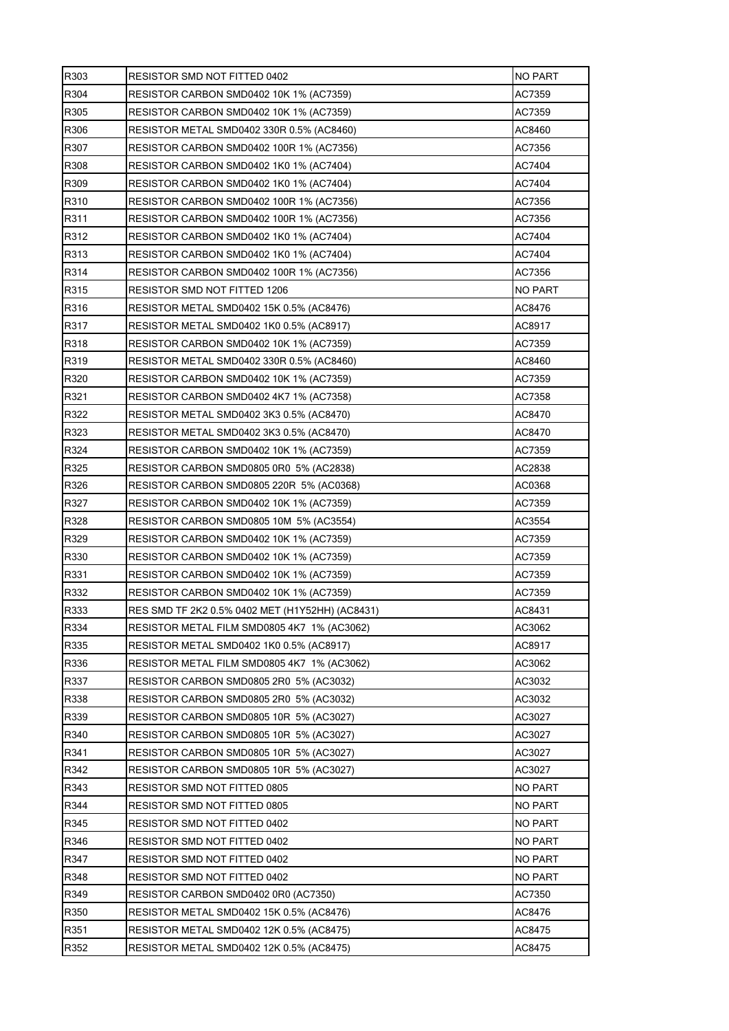| R303 | RESISTOR SMD NOT FITTED 0402 | NO PART |
|---|---|---|
| R304 | RESISTOR CARBON SMD0402 10K 1% (AC7359) | AC7359 |
| R305 | RESISTOR CARBON SMD0402 10K 1% (AC7359) | AC7359 |
| R306 | RESISTOR METAL SMD0402 330R 0.5% (AC8460) | AC8460 |
| R307 | RESISTOR CARBON SMD0402 100R 1% (AC7356) | AC7356 |
| R308 | RESISTOR CARBON SMD0402 1K0 1% (AC7404) | AC7404 |
| R309 | RESISTOR CARBON SMD0402 1K0 1% (AC7404) | AC7404 |
| R310 | RESISTOR CARBON SMD0402 100R 1% (AC7356) | AC7356 |
| R311 | RESISTOR CARBON SMD0402 100R 1% (AC7356) | AC7356 |
| R312 | RESISTOR CARBON SMD0402 1K0 1% (AC7404) | AC7404 |
| R313 | RESISTOR CARBON SMD0402 1K0 1% (AC7404) | AC7404 |
| R314 | RESISTOR CARBON SMD0402 100R 1% (AC7356) | AC7356 |
| R315 | RESISTOR SMD NOT FITTED 1206 | NO PART |
| R316 | RESISTOR METAL SMD0402 15K 0.5% (AC8476) | AC8476 |
| R317 | RESISTOR METAL SMD0402 1K0 0.5% (AC8917) | AC8917 |
| R318 | RESISTOR CARBON SMD0402 10K 1% (AC7359) | AC7359 |
| R319 | RESISTOR METAL SMD0402 330R 0.5% (AC8460) | AC8460 |
| R320 | RESISTOR CARBON SMD0402 10K 1% (AC7359) | AC7359 |
| R321 | RESISTOR CARBON SMD0402 4K7 1% (AC7358) | AC7358 |
| R322 | RESISTOR METAL SMD0402 3K3 0.5% (AC8470) | AC8470 |
| R323 | RESISTOR METAL SMD0402 3K3 0.5% (AC8470) | AC8470 |
| R324 | RESISTOR CARBON SMD0402 10K 1% (AC7359) | AC7359 |
| R325 | RESISTOR CARBON SMD0805 0R0 5% (AC2838) | AC2838 |
| R326 | RESISTOR CARBON SMD0805 220R 5% (AC0368) | AC0368 |
| R327 | RESISTOR CARBON SMD0402 10K 1% (AC7359) | AC7359 |
| R328 | RESISTOR CARBON SMD0805 10M 5% (AC3554) | AC3554 |
| R329 | RESISTOR CARBON SMD0402 10K 1% (AC7359) | AC7359 |
| R330 | RESISTOR CARBON SMD0402 10K 1% (AC7359) | AC7359 |
| R331 | RESISTOR CARBON SMD0402 10K 1% (AC7359) | AC7359 |
| R332 | RESISTOR CARBON SMD0402 10K 1% (AC7359) | AC7359 |
| R333 | RES SMD TF 2K2 0.5% 0402 MET (H1Y52HH) (AC8431) | AC8431 |
| R334 | RESISTOR METAL FILM SMD0805 4K7 1% (AC3062) | AC3062 |
| R335 | RESISTOR METAL SMD0402 1K0 0.5% (AC8917) | AC8917 |
| R336 | RESISTOR METAL FILM SMD0805 4K7 1% (AC3062) | AC3062 |
| R337 | RESISTOR CARBON SMD0805 2R0 5% (AC3032) | AC3032 |
| R338 | RESISTOR CARBON SMD0805 2R0 5% (AC3032) | AC3032 |
| R339 | RESISTOR CARBON SMD0805 10R 5% (AC3027) | AC3027 |
| R340 | RESISTOR CARBON SMD0805 10R 5% (AC3027) | AC3027 |
| R341 | RESISTOR CARBON SMD0805 10R 5% (AC3027) | AC3027 |
| R342 | RESISTOR CARBON SMD0805 10R 5% (AC3027) | AC3027 |
| R343 | RESISTOR SMD NOT FITTED 0805 | NO PART |
| R344 | RESISTOR SMD NOT FITTED 0805 | NO PART |
| R345 | RESISTOR SMD NOT FITTED 0402 | NO PART |
| R346 | RESISTOR SMD NOT FITTED 0402 | NO PART |
| R347 | RESISTOR SMD NOT FITTED 0402 | NO PART |
| R348 | RESISTOR SMD NOT FITTED 0402 | NO PART |
| R349 | RESISTOR CARBON SMD0402 0R0 (AC7350) | AC7350 |
| R350 | RESISTOR METAL SMD0402 15K 0.5% (AC8476) | AC8476 |
| R351 | RESISTOR METAL SMD0402 12K 0.5% (AC8475) | AC8475 |
| R352 | RESISTOR METAL SMD0402 12K 0.5% (AC8475) | AC8475 |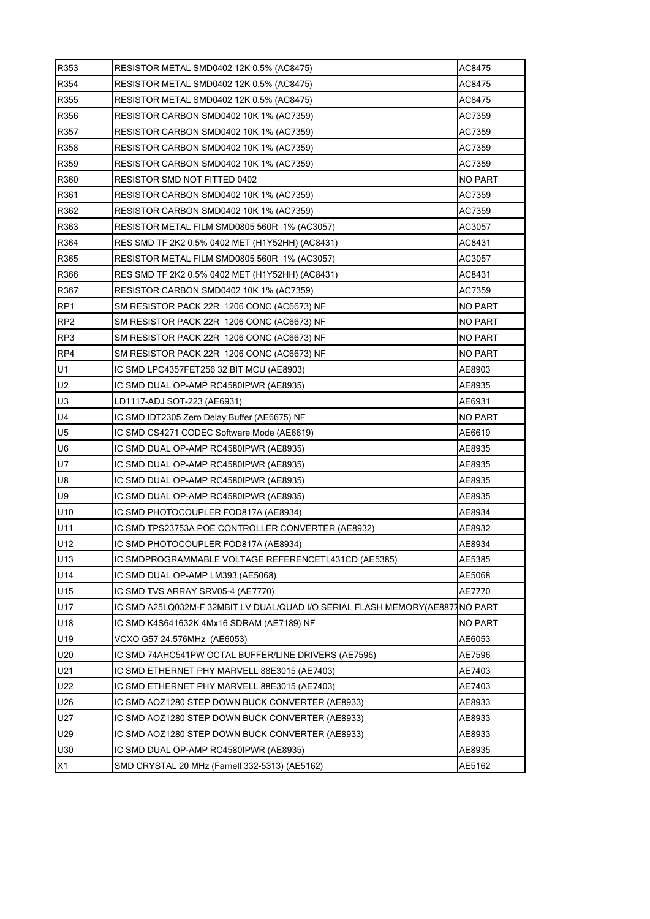| | | |
|---|---|---|
| R353 | RESISTOR METAL SMD0402 12K 0.5% (AC8475) | AC8475 |
| R354 | RESISTOR METAL SMD0402 12K 0.5% (AC8475) | AC8475 |
| R355 | RESISTOR METAL SMD0402 12K 0.5% (AC8475) | AC8475 |
| R356 | RESISTOR CARBON SMD0402 10K 1% (AC7359) | AC7359 |
| R357 | RESISTOR CARBON SMD0402 10K 1% (AC7359) | AC7359 |
| R358 | RESISTOR CARBON SMD0402 10K 1% (AC7359) | AC7359 |
| R359 | RESISTOR CARBON SMD0402 10K 1% (AC7359) | AC7359 |
| R360 | RESISTOR SMD NOT FITTED 0402 | NO PART |
| R361 | RESISTOR CARBON SMD0402 10K 1% (AC7359) | AC7359 |
| R362 | RESISTOR CARBON SMD0402 10K 1% (AC7359) | AC7359 |
| R363 | RESISTOR METAL FILM SMD0805 560R 1% (AC3057) | AC3057 |
| R364 | RES SMD TF 2K2 0.5% 0402 MET (H1Y52HH) (AC8431) | AC8431 |
| R365 | RESISTOR METAL FILM SMD0805 560R 1% (AC3057) | AC3057 |
| R366 | RES SMD TF 2K2 0.5% 0402 MET (H1Y52HH) (AC8431) | AC8431 |
| R367 | RESISTOR CARBON SMD0402 10K 1% (AC7359) | AC7359 |
| RP1 | SM RESISTOR PACK 22R 1206 CONC (AC6673) NF | NO PART |
| RP2 | SM RESISTOR PACK 22R 1206 CONC (AC6673) NF | NO PART |
| RP3 | SM RESISTOR PACK 22R 1206 CONC (AC6673) NF | NO PART |
| RP4 | SM RESISTOR PACK 22R 1206 CONC (AC6673) NF | NO PART |
| U1 | IC SMD LPC4357FET256 32 BIT MCU (AE8903) | AE8903 |
| U2 | IC SMD DUAL OP-AMP RC4580IPWR (AE8935) | AE8935 |
| U3 | LD1117-ADJ SOT-223 (AE6931) | AE6931 |
| U4 | IC SMD IDT2305 Zero Delay Buffer (AE6675) NF | NO PART |
| U5 | IC SMD CS4271 CODEC Software Mode (AE6619) | AE6619 |
| U6 | IC SMD DUAL OP-AMP RC4580IPWR (AE8935) | AE8935 |
| U7 | IC SMD DUAL OP-AMP RC4580IPWR (AE8935) | AE8935 |
| U8 | IC SMD DUAL OP-AMP RC4580IPWR (AE8935) | AE8935 |
| U9 | IC SMD DUAL OP-AMP RC4580IPWR (AE8935) | AE8935 |
| U10 | IC SMD PHOTOCOUPLER FOD817A (AE8934) | AE8934 |
| U11 | IC SMD TPS23753A POE CONTROLLER CONVERTER (AE8932) | AE8932 |
| U12 | IC SMD PHOTOCOUPLER FOD817A (AE8934) | AE8934 |
| U13 | IC SMDPROGRAMMABLE VOLTAGE REFERENCETL431CD (AE5385) | AE5385 |
| U14 | IC SMD DUAL OP-AMP LM393 (AE5068) | AE5068 |
| U15 | IC SMD TVS ARRAY SRV05-4 (AE7770) | AE7770 |
| U17 | IC SMD A25LQ032M-F 32MBIT LV DUAL/QUAD I/O SERIAL FLASH MEMORY(AE887 | NO PART |
| U18 | IC SMD K4S641632K 4Mx16 SDRAM (AE7189) NF | NO PART |
| U19 | VCXO G57 24.576MHz (AE6053) | AE6053 |
| U20 | IC SMD 74AHC541PW OCTAL BUFFER/LINE DRIVERS (AE7596) | AE7596 |
| U21 | IC SMD ETHERNET PHY MARVELL 88E3015 (AE7403) | AE7403 |
| U22 | IC SMD ETHERNET PHY MARVELL 88E3015 (AE7403) | AE7403 |
| U26 | IC SMD AOZ1280 STEP DOWN BUCK CONVERTER (AE8933) | AE8933 |
| U27 | IC SMD AOZ1280 STEP DOWN BUCK CONVERTER (AE8933) | AE8933 |
| U29 | IC SMD AOZ1280 STEP DOWN BUCK CONVERTER (AE8933) | AE8933 |
| U30 | IC SMD DUAL OP-AMP RC4580IPWR (AE8935) | AE8935 |
| X1 | SMD CRYSTAL 20 MHz (Farnell 332-5313) (AE5162) | AE5162 |